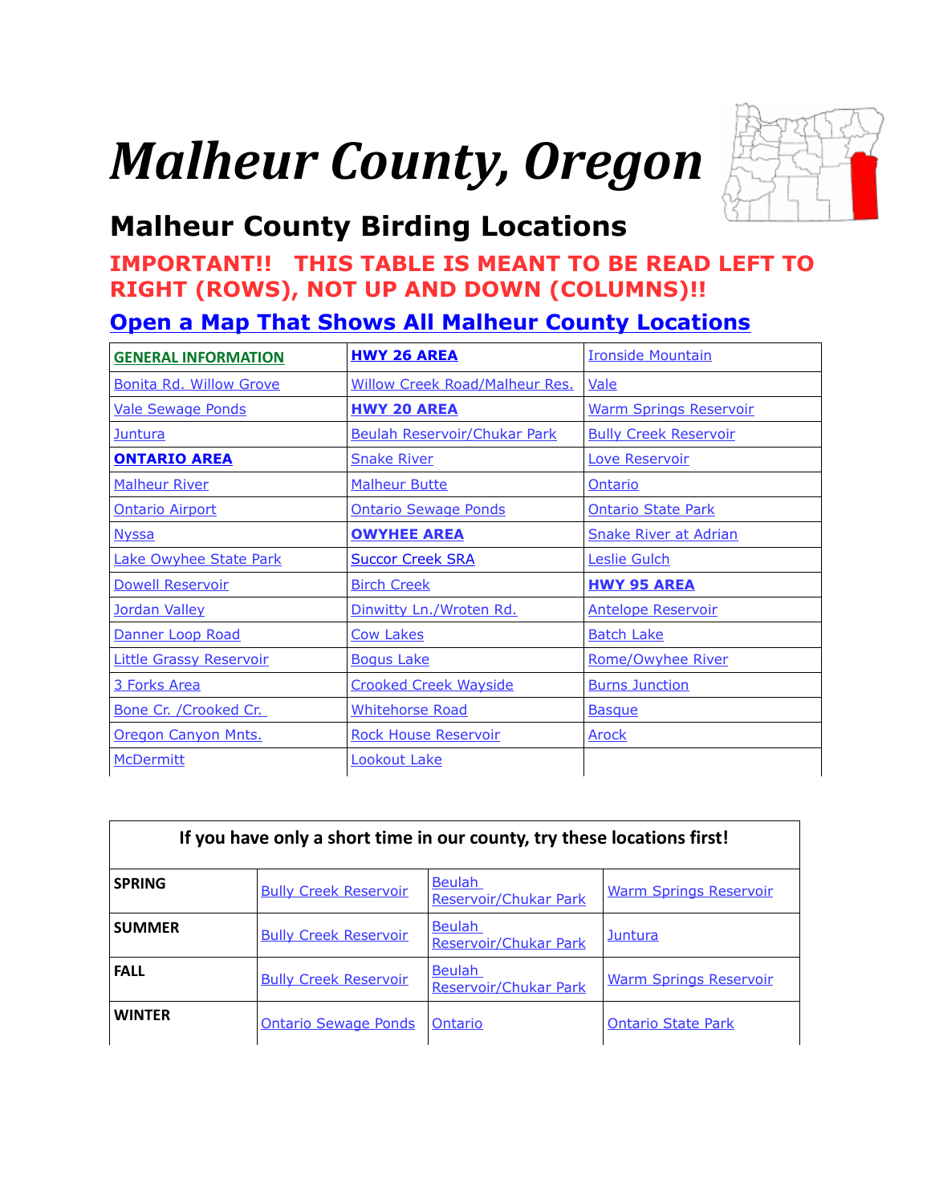# *Malheur County, Oregon*

## Malheur County Birding Locations

**IMPORTANT!! THIS TABLE IS MEANT TO BE READ LEFT TO RIGHT (ROWS), NOT UP AND DOWN (COLUMNS)!!**

**Open a Map That Shows All Malheur County Locations**

| **GENERAL INFORMATION** | **HWY 26 AREA** | Ironside Mountain |
|---|---|---|
| Bonita Rd. Willow Grove | Willow Creek Road/Malheur Res. | Vale |
| Vale Sewage Ponds | **HWY 20 AREA** | Warm Springs Reservoir |
| Juntura | Beulah Reservoir/Chukar Park | Bully Creek Reservoir |
| **ONTARIO AREA** | Snake River | Love Reservoir |
| Malheur River | Malheur Butte | Ontario |
| Ontario Airport | Ontario Sewage Ponds | Ontario State Park |
| Nyssa | **OWYHEE AREA** | Snake River at Adrian |
| Lake Owyhee State Park | Succor Creek SRA | Leslie Gulch |
| Dowell Reservoir | Birch Creek | **HWY 95 AREA** |
| Jordan Valley | Dinwitty Ln./Wroten Rd. | Antelope Reservoir |
| Danner Loop Road | Cow Lakes | Batch Lake |
| Little Grassy Reservoir | Bogus Lake | Rome/Owyhee River |
| 3 Forks Area | Crooked Creek Wayside | Burns Junction |
| Bone Cr. /Crooked Cr. | Whitehorse Road | Basque |
| Oregon Canyon Mnts. | Rock House Reservoir | Arock |
| McDermitt | Lookout Lake | |

| **If you have only a short time in our county, try these locations first!** | | | |
|---|---|---|---|
| **SPRING** | Bully Creek Reservoir | Beulah Reservoir/Chukar Park | Warm Springs Reservoir |
| **SUMMER** | Bully Creek Reservoir | Beulah Reservoir/Chukar Park | Juntura |
| **FALL** | Bully Creek Reservoir | Beulah Reservoir/Chukar Park | Warm Springs Reservoir |
| **WINTER** | Ontario Sewage Ponds | Ontario | Ontario State Park |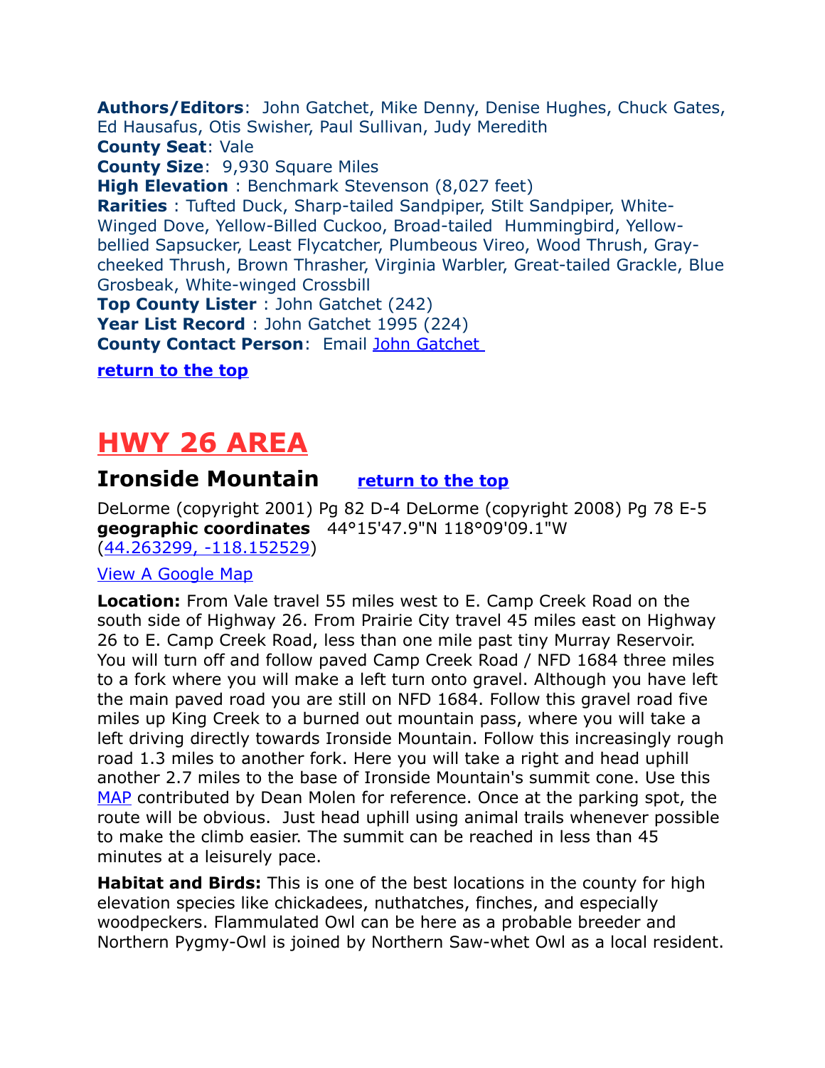**Authors/Editors**: John Gatchet, Mike Denny, Denise Hughes, Chuck Gates, Ed Hausafus, Otis Swisher, Paul Sullivan, Judy Meredith
**County Seat**: Vale
**County Size**: 9,930 Square Miles
**High Elevation** : Benchmark Stevenson (8,027 feet)
**Rarities** : Tufted Duck, Sharp-tailed Sandpiper, Stilt Sandpiper, White-Winged Dove, Yellow-Billed Cuckoo, Broad-tailed Hummingbird, Yellow-bellied Sapsucker, Least Flycatcher, Plumbeous Vireo, Wood Thrush, Gray-cheeked Thrush, Brown Thrasher, Virginia Warbler, Great-tailed Grackle, Blue Grosbeak, White-winged Crossbill
**Top County Lister** : John Gatchet (242)
**Year List Record** : John Gatchet 1995 (224)
**County Contact Person**: Email John Gatchet

**return to the top**

# HWY 26 AREA

## Ironside Mountain  return to the top

DeLorme (copyright 2001) Pg 82 D-4 DeLorme (copyright 2008) Pg 78 E-5
**geographic coordinates** 44°15'47.9"N 118°09'09.1"W
(44.263299, -118.152529)

View A Google Map

**Location:** From Vale travel 55 miles west to E. Camp Creek Road on the south side of Highway 26. From Prairie City travel 45 miles east on Highway 26 to E. Camp Creek Road, less than one mile past tiny Murray Reservoir. You will turn off and follow paved Camp Creek Road / NFD 1684 three miles to a fork where you will make a left turn onto gravel. Although you have left the main paved road you are still on NFD 1684. Follow this gravel road five miles up King Creek to a burned out mountain pass, where you will take a left driving directly towards Ironside Mountain. Follow this increasingly rough road 1.3 miles to another fork. Here you will take a right and head uphill another 2.7 miles to the base of Ironside Mountain's summit cone. Use this MAP contributed by Dean Molen for reference. Once at the parking spot, the route will be obvious. Just head uphill using animal trails whenever possible to make the climb easier. The summit can be reached in less than 45 minutes at a leisurely pace.

**Habitat and Birds:** This is one of the best locations in the county for high elevation species like chickadees, nuthatches, finches, and especially woodpeckers. Flammulated Owl can be here as a probable breeder and Northern Pygmy-Owl is joined by Northern Saw-whet Owl as a local resident.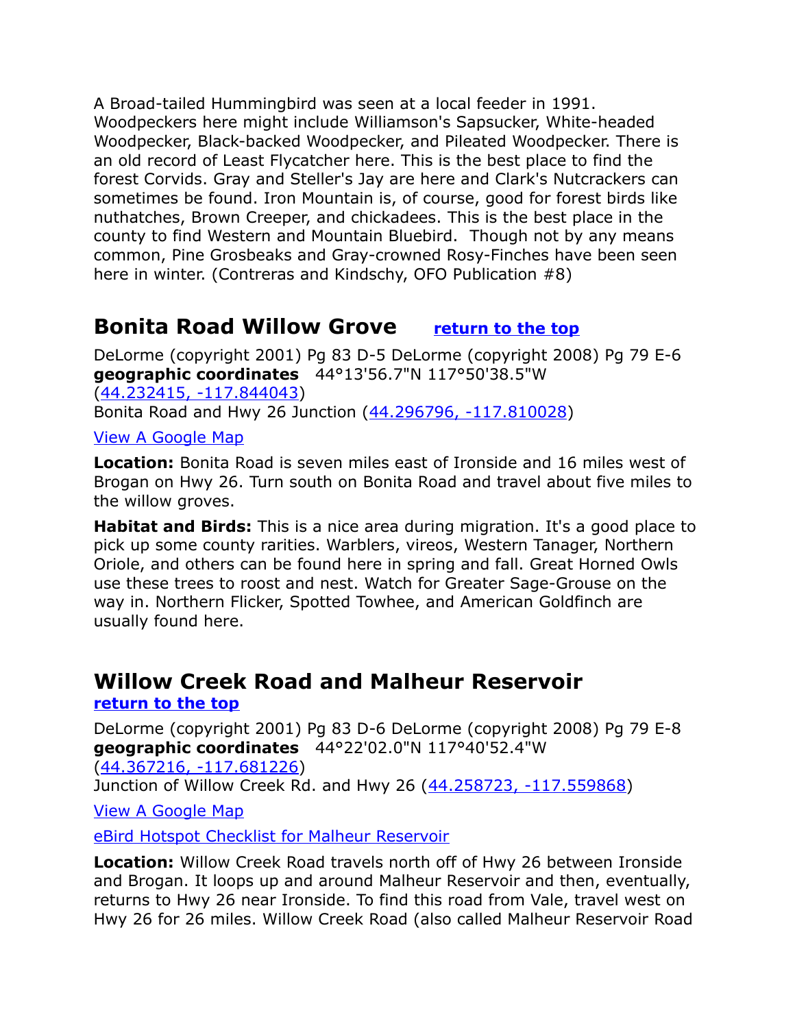A Broad-tailed Hummingbird was seen at a local feeder in 1991. Woodpeckers here might include Williamson's Sapsucker, White-headed Woodpecker, Black-backed Woodpecker, and Pileated Woodpecker. There is an old record of Least Flycatcher here. This is the best place to find the forest Corvids. Gray and Steller's Jay are here and Clark's Nutcrackers can sometimes be found. Iron Mountain is, of course, good for forest birds like nuthatches, Brown Creeper, and chickadees. This is the best place in the county to find Western and Mountain Bluebird. Though not by any means common, Pine Grosbeaks and Gray-crowned Rosy-Finches have been seen here in winter. (Contreras and Kindschy, OFO Publication #8)

## Bonita Road Willow Grove

[return to the top]

DeLorme (copyright 2001) Pg 83 D-5 DeLorme (copyright 2008) Pg 79 E-6
**geographic coordinates** 44°13'56.7"N 117°50'38.5"W
(44.232415, -117.844043)
Bonita Road and Hwy 26 Junction (44.296796, -117.810028)

View A Google Map

**Location:** Bonita Road is seven miles east of Ironside and 16 miles west of Brogan on Hwy 26. Turn south on Bonita Road and travel about five miles to the willow groves.

**Habitat and Birds:** This is a nice area during migration. It's a good place to pick up some county rarities. Warblers, vireos, Western Tanager, Northern Oriole, and others can be found here in spring and fall. Great Horned Owls use these trees to roost and nest. Watch for Greater Sage-Grouse on the way in. Northern Flicker, Spotted Towhee, and American Goldfinch are usually found here.

## Willow Creek Road and Malheur Reservoir

[return to the top]

DeLorme (copyright 2001) Pg 83 D-6 DeLorme (copyright 2008) Pg 79 E-8
**geographic coordinates** 44°22'02.0"N 117°40'52.4"W
(44.367216, -117.681226)
Junction of Willow Creek Rd. and Hwy 26 (44.258723, -117.559868)

View A Google Map

eBird Hotspot Checklist for Malheur Reservoir

**Location:** Willow Creek Road travels north off of Hwy 26 between Ironside and Brogan. It loops up and around Malheur Reservoir and then, eventually, returns to Hwy 26 near Ironside. To find this road from Vale, travel west on Hwy 26 for 26 miles. Willow Creek Road (also called Malheur Reservoir Road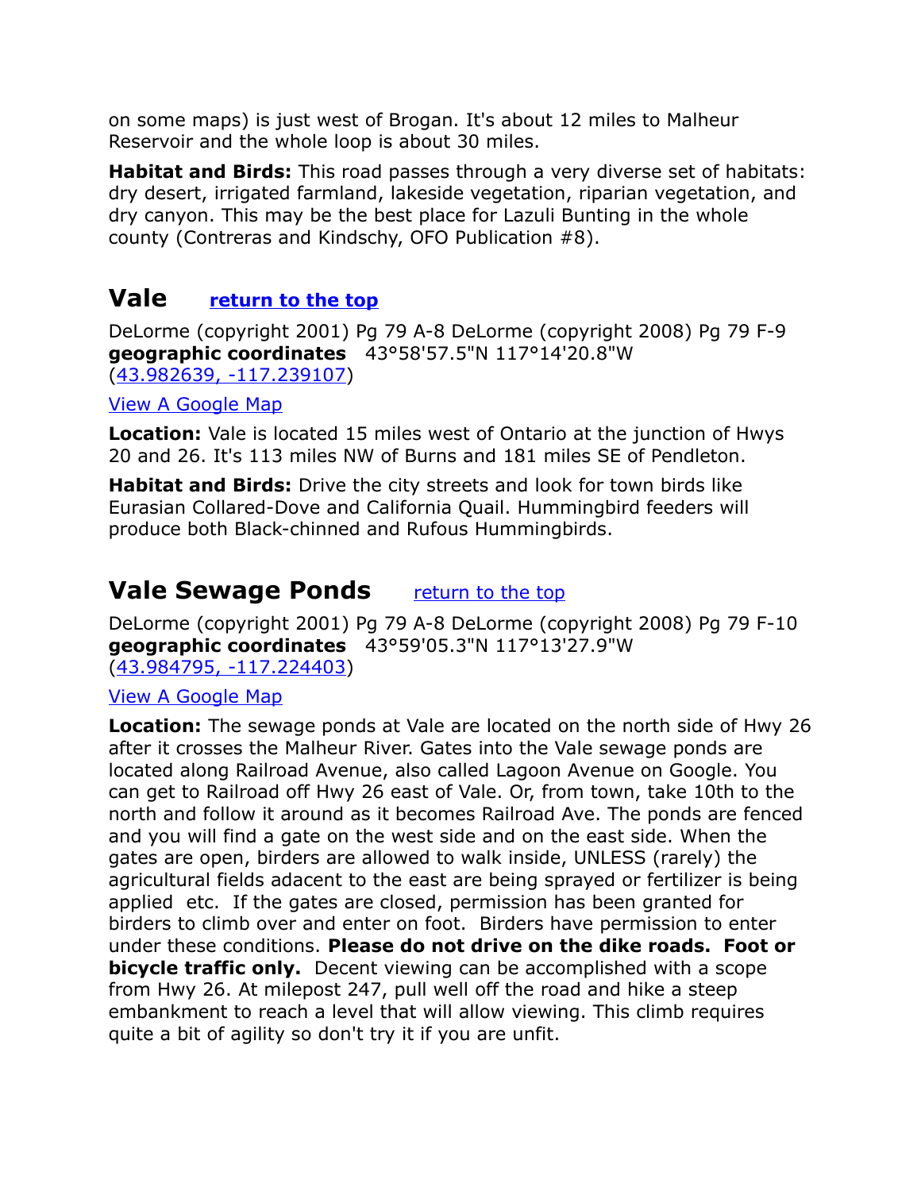on some maps) is just west of Brogan. It's about 12 miles to Malheur Reservoir and the whole loop is about 30 miles.

**Habitat and Birds:** This road passes through a very diverse set of habitats: dry desert, irrigated farmland, lakeside vegetation, riparian vegetation, and dry canyon. This may be the best place for Lazuli Bunting in the whole county (Contreras and Kindschy, OFO Publication #8).

## Vale [return to the top]

DeLorme (copyright 2001) Pg 79 A-8 DeLorme (copyright 2008) Pg 79 F-9
**geographic coordinates** 43°58'57.5"N 117°14'20.8"W
(43.982639, -117.239107)

View A Google Map

**Location:** Vale is located 15 miles west of Ontario at the junction of Hwys 20 and 26. It's 113 miles NW of Burns and 181 miles SE of Pendleton.

**Habitat and Birds:** Drive the city streets and look for town birds like Eurasian Collared-Dove and California Quail. Hummingbird feeders will produce both Black-chinned and Rufous Hummingbirds.

## Vale Sewage Ponds [return to the top]

DeLorme (copyright 2001) Pg 79 A-8 DeLorme (copyright 2008) Pg 79 F-10
**geographic coordinates** 43°59'05.3"N 117°13'27.9"W
(43.984795, -117.224403)

View A Google Map

**Location:** The sewage ponds at Vale are located on the north side of Hwy 26 after it crosses the Malheur River. Gates into the Vale sewage ponds are located along Railroad Avenue, also called Lagoon Avenue on Google. You can get to Railroad off Hwy 26 east of Vale. Or, from town, take 10th to the north and follow it around as it becomes Railroad Ave. The ponds are fenced and you will find a gate on the west side and on the east side. When the gates are open, birders are allowed to walk inside, UNLESS (rarely) the agricultural fields adacent to the east are being sprayed or fertilizer is being applied etc. If the gates are closed, permission has been granted for birders to climb over and enter on foot. Birders have permission to enter under these conditions. **Please do not drive on the dike roads. Foot or bicycle traffic only.** Decent viewing can be accomplished with a scope from Hwy 26. At milepost 247, pull well off the road and hike a steep embankment to reach a level that will allow viewing. This climb requires quite a bit of agility so don't try it if you are unfit.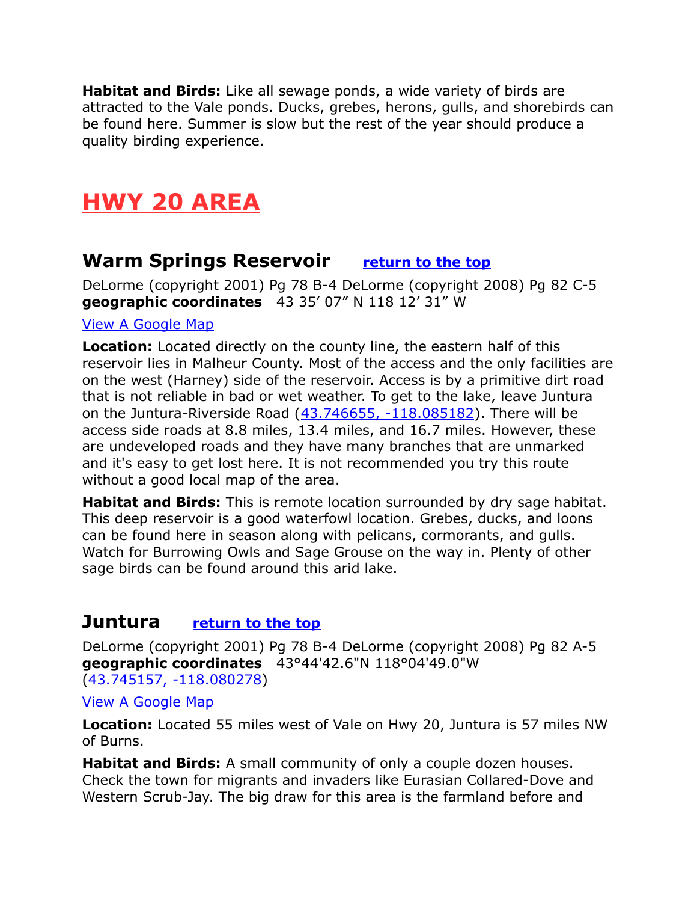**Habitat and Birds:** Like all sewage ponds, a wide variety of birds are attracted to the Vale ponds. Ducks, grebes, herons, gulls, and shorebirds can be found here. Summer is slow but the rest of the year should produce a quality birding experience.

# HWY 20 AREA

## Warm Springs Reservoir [return to the top]

DeLorme (copyright 2001) Pg 78 B-4 DeLorme (copyright 2008) Pg 82 C-5
**geographic coordinates** 43 35' 07" N 118 12' 31" W

[View A Google Map]

**Location:** Located directly on the county line, the eastern half of this reservoir lies in Malheur County. Most of the access and the only facilities are on the west (Harney) side of the reservoir. Access is by a primitive dirt road that is not reliable in bad or wet weather. To get to the lake, leave Juntura on the Juntura-Riverside Road (43.746655, -118.085182). There will be access side roads at 8.8 miles, 13.4 miles, and 16.7 miles. However, these are undeveloped roads and they have many branches that are unmarked and it's easy to get lost here. It is not recommended you try this route without a good local map of the area.

**Habitat and Birds:** This is remote location surrounded by dry sage habitat. This deep reservoir is a good waterfowl location. Grebes, ducks, and loons can be found here in season along with pelicans, cormorants, and gulls. Watch for Burrowing Owls and Sage Grouse on the way in. Plenty of other sage birds can be found around this arid lake.

## Juntura [return to the top]

DeLorme (copyright 2001) Pg 78 B-4 DeLorme (copyright 2008) Pg 82 A-5
**geographic coordinates** 43°44'42.6"N 118°04'49.0"W
(43.745157, -118.080278)

[View A Google Map]

**Location:** Located 55 miles west of Vale on Hwy 20, Juntura is 57 miles NW of Burns.

**Habitat and Birds:** A small community of only a couple dozen houses. Check the town for migrants and invaders like Eurasian Collared-Dove and Western Scrub-Jay. The big draw for this area is the farmland before and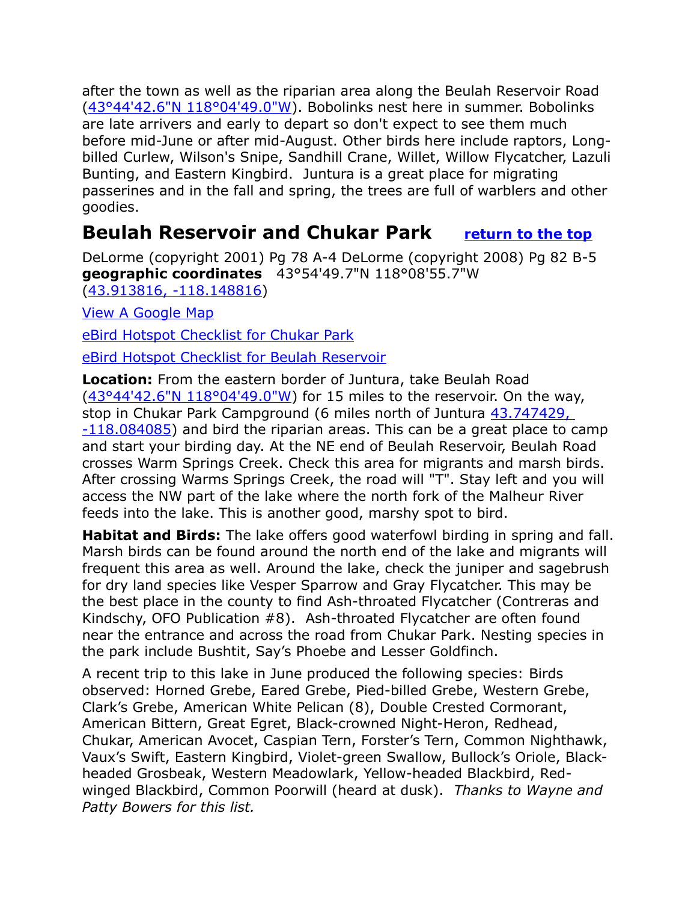after the town as well as the riparian area along the Beulah Reservoir Road ([43°44'42.6"N 118°04'49.0"W](#)). Bobolinks nest here in summer. Bobolinks are late arrivers and early to depart so don't expect to see them much before mid-June or after mid-August. Other birds here include raptors, Long-billed Curlew, Wilson's Snipe, Sandhill Crane, Willet, Willow Flycatcher, Lazuli Bunting, and Eastern Kingbird. Juntura is a great place for migrating passerines and in the fall and spring, the trees are full of warblers and other goodies.

## Beulah Reservoir and Chukar Park [return to the top](#)

DeLorme (copyright 2001) Pg 78 A-4 DeLorme (copyright 2008) Pg 82 B-5
**geographic coordinates** 43°54'49.7"N 118°08'55.7"W ([43.913816, -118.148816](#))

[View A Google Map](#)

[eBird Hotspot Checklist for Chukar Park](#)

[eBird Hotspot Checklist for Beulah Reservoir](#)

**Location:** From the eastern border of Juntura, take Beulah Road ([43°44'42.6"N 118°04'49.0"W](#)) for 15 miles to the reservoir. On the way, stop in Chukar Park Campground (6 miles north of Juntura [43.747429, -118.084085](#)) and bird the riparian areas. This can be a great place to camp and start your birding day. At the NE end of Beulah Reservoir, Beulah Road crosses Warm Springs Creek. Check this area for migrants and marsh birds. After crossing Warms Springs Creek, the road will "T". Stay left and you will access the NW part of the lake where the north fork of the Malheur River feeds into the lake. This is another good, marshy spot to bird.

**Habitat and Birds:** The lake offers good waterfowl birding in spring and fall. Marsh birds can be found around the north end of the lake and migrants will frequent this area as well. Around the lake, check the juniper and sagebrush for dry land species like Vesper Sparrow and Gray Flycatcher. This may be the best place in the county to find Ash-throated Flycatcher (Contreras and Kindschy, OFO Publication #8). Ash-throated Flycatcher are often found near the entrance and across the road from Chukar Park. Nesting species in the park include Bushtit, Say's Phoebe and Lesser Goldfinch.

A recent trip to this lake in June produced the following species: Birds observed: Horned Grebe, Eared Grebe, Pied-billed Grebe, Western Grebe, Clark's Grebe, American White Pelican (8), Double Crested Cormorant, American Bittern, Great Egret, Black-crowned Night-Heron, Redhead, Chukar, American Avocet, Caspian Tern, Forster's Tern, Common Nighthawk, Vaux's Swift, Eastern Kingbird, Violet-green Swallow, Bullock's Oriole, Black-headed Grosbeak, Western Meadowlark, Yellow-headed Blackbird, Red-winged Blackbird, Common Poorwill (heard at dusk). *Thanks to Wayne and Patty Bowers for this list.*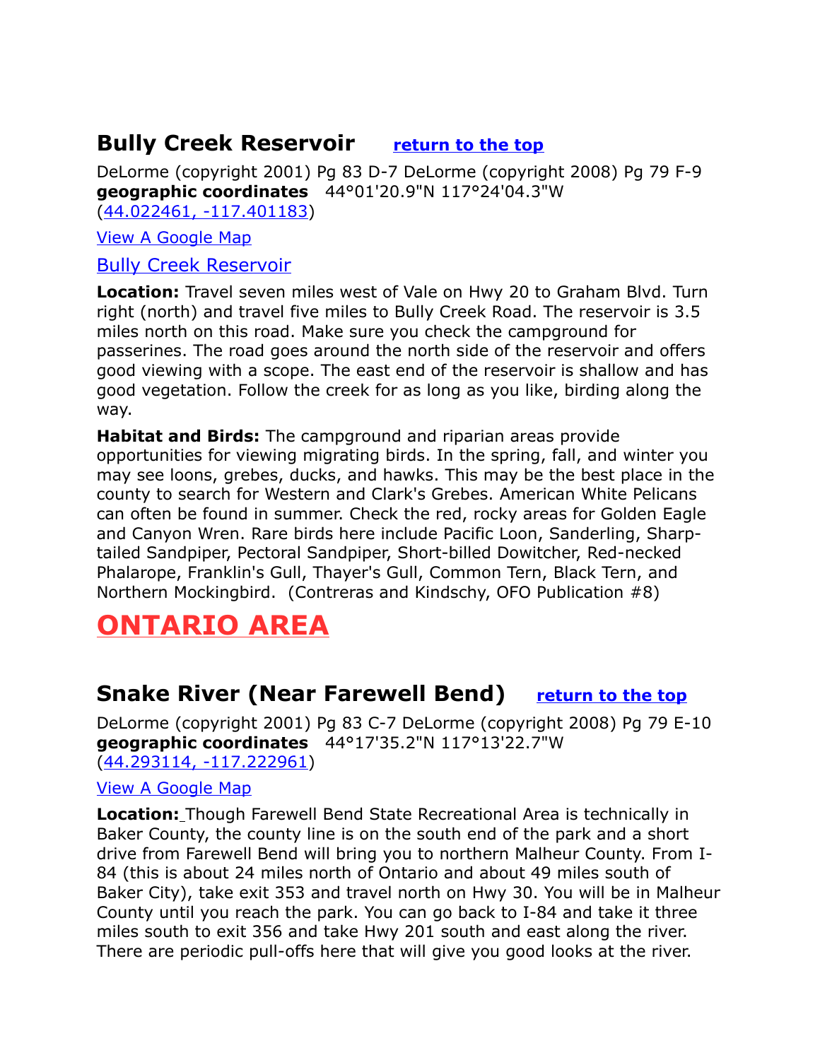## Bully Creek Reservoir [return to the top]

DeLorme (copyright 2001) Pg 83 D-7 DeLorme (copyright 2008) Pg 79 F-9
**geographic coordinates** 44°01'20.9"N 117°24'04.3"W
(44.022461, -117.401183)

View A Google Map

Bully Creek Reservoir

**Location:** Travel seven miles west of Vale on Hwy 20 to Graham Blvd. Turn right (north) and travel five miles to Bully Creek Road. The reservoir is 3.5 miles north on this road. Make sure you check the campground for passerines. The road goes around the north side of the reservoir and offers good viewing with a scope. The east end of the reservoir is shallow and has good vegetation. Follow the creek for as long as you like, birding along the way.

**Habitat and Birds:** The campground and riparian areas provide opportunities for viewing migrating birds. In the spring, fall, and winter you may see loons, grebes, ducks, and hawks. This may be the best place in the county to search for Western and Clark's Grebes. American White Pelicans can often be found in summer. Check the red, rocky areas for Golden Eagle and Canyon Wren. Rare birds here include Pacific Loon, Sanderling, Sharp-tailed Sandpiper, Pectoral Sandpiper, Short-billed Dowitcher, Red-necked Phalarope, Franklin's Gull, Thayer's Gull, Common Tern, Black Tern, and Northern Mockingbird. (Contreras and Kindschy, OFO Publication #8)

# ONTARIO AREA

## Snake River (Near Farewell Bend) [return to the top]

DeLorme (copyright 2001) Pg 83 C-7 DeLorme (copyright 2008) Pg 79 E-10
**geographic coordinates** 44°17'35.2"N 117°13'22.7"W
(44.293114, -117.222961)

View A Google Map

**Location:** Though Farewell Bend State Recreational Area is technically in Baker County, the county line is on the south end of the park and a short drive from Farewell Bend will bring you to northern Malheur County. From I-84 (this is about 24 miles north of Ontario and about 49 miles south of Baker City), take exit 353 and travel north on Hwy 30. You will be in Malheur County until you reach the park. You can go back to I-84 and take it three miles south to exit 356 and take Hwy 201 south and east along the river. There are periodic pull-offs here that will give you good looks at the river.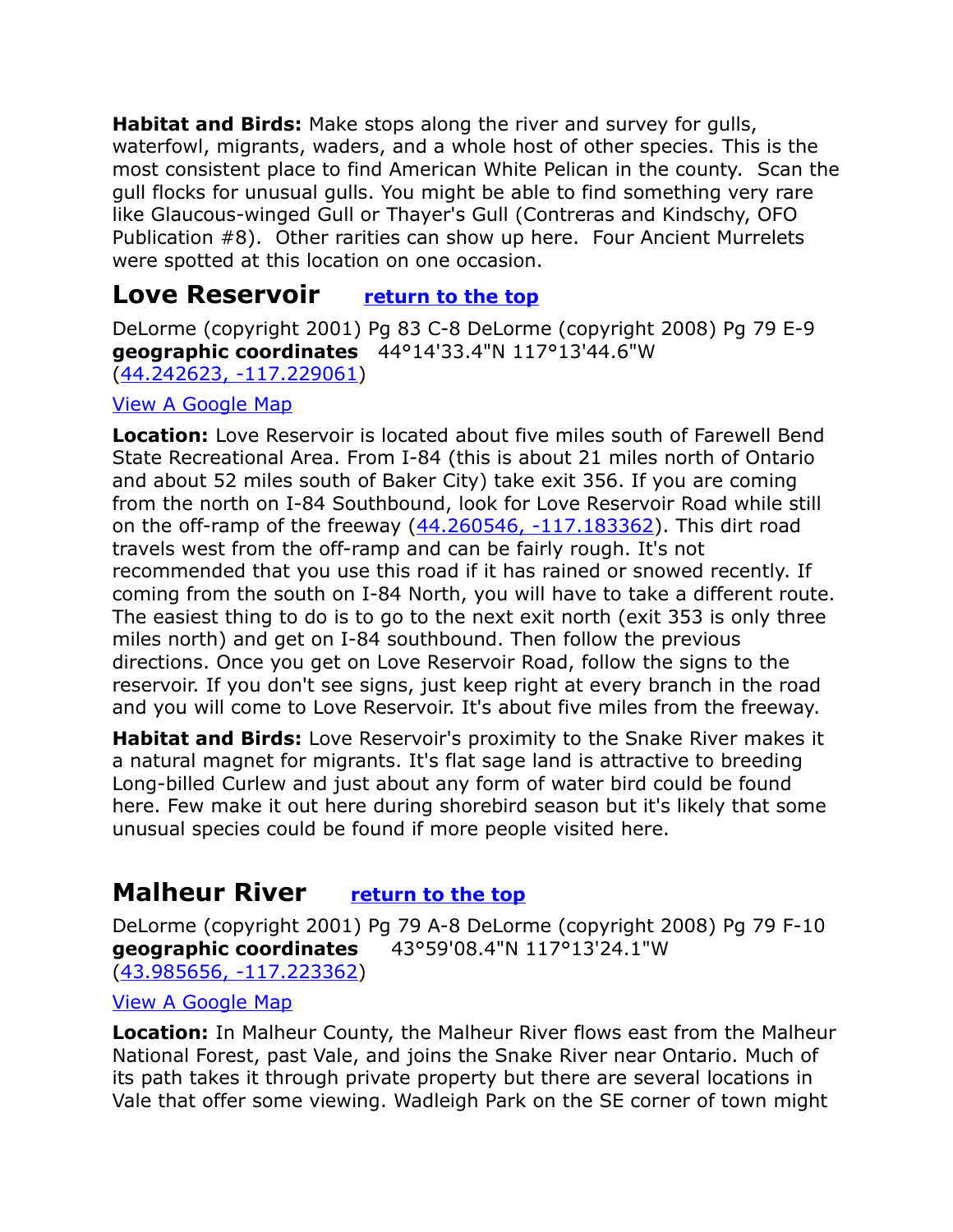**Habitat and Birds:** Make stops along the river and survey for gulls, waterfowl, migrants, waders, and a whole host of other species. This is the most consistent place to find American White Pelican in the county. Scan the gull flocks for unusual gulls. You might be able to find something very rare like Glaucous-winged Gull or Thayer's Gull (Contreras and Kindschy, OFO Publication #8). Other rarities can show up here. Four Ancient Murrelets were spotted at this location on one occasion.

## Love Reservoir [return to the top]

DeLorme (copyright 2001) Pg 83 C-8 DeLorme (copyright 2008) Pg 79 E-9
**geographic coordinates** 44°14'33.4"N 117°13'44.6"W
(44.242623, -117.229061)

View A Google Map

**Location:** Love Reservoir is located about five miles south of Farewell Bend State Recreational Area. From I-84 (this is about 21 miles north of Ontario and about 52 miles south of Baker City) take exit 356. If you are coming from the north on I-84 Southbound, look for Love Reservoir Road while still on the off-ramp of the freeway (44.260546, -117.183362). This dirt road travels west from the off-ramp and can be fairly rough. It's not recommended that you use this road if it has rained or snowed recently. If coming from the south on I-84 North, you will have to take a different route. The easiest thing to do is to go to the next exit north (exit 353 is only three miles north) and get on I-84 southbound. Then follow the previous directions. Once you get on Love Reservoir Road, follow the signs to the reservoir. If you don't see signs, just keep right at every branch in the road and you will come to Love Reservoir. It's about five miles from the freeway.

**Habitat and Birds:** Love Reservoir's proximity to the Snake River makes it a natural magnet for migrants. It's flat sage land is attractive to breeding Long-billed Curlew and just about any form of water bird could be found here. Few make it out here during shorebird season but it's likely that some unusual species could be found if more people visited here.

## Malheur River [return to the top]

DeLorme (copyright 2001) Pg 79 A-8 DeLorme (copyright 2008) Pg 79 F-10
**geographic coordinates** 43°59'08.4"N 117°13'24.1"W
(43.985656, -117.223362)

View A Google Map

**Location:** In Malheur County, the Malheur River flows east from the Malheur National Forest, past Vale, and joins the Snake River near Ontario. Much of its path takes it through private property but there are several locations in Vale that offer some viewing. Wadleigh Park on the SE corner of town might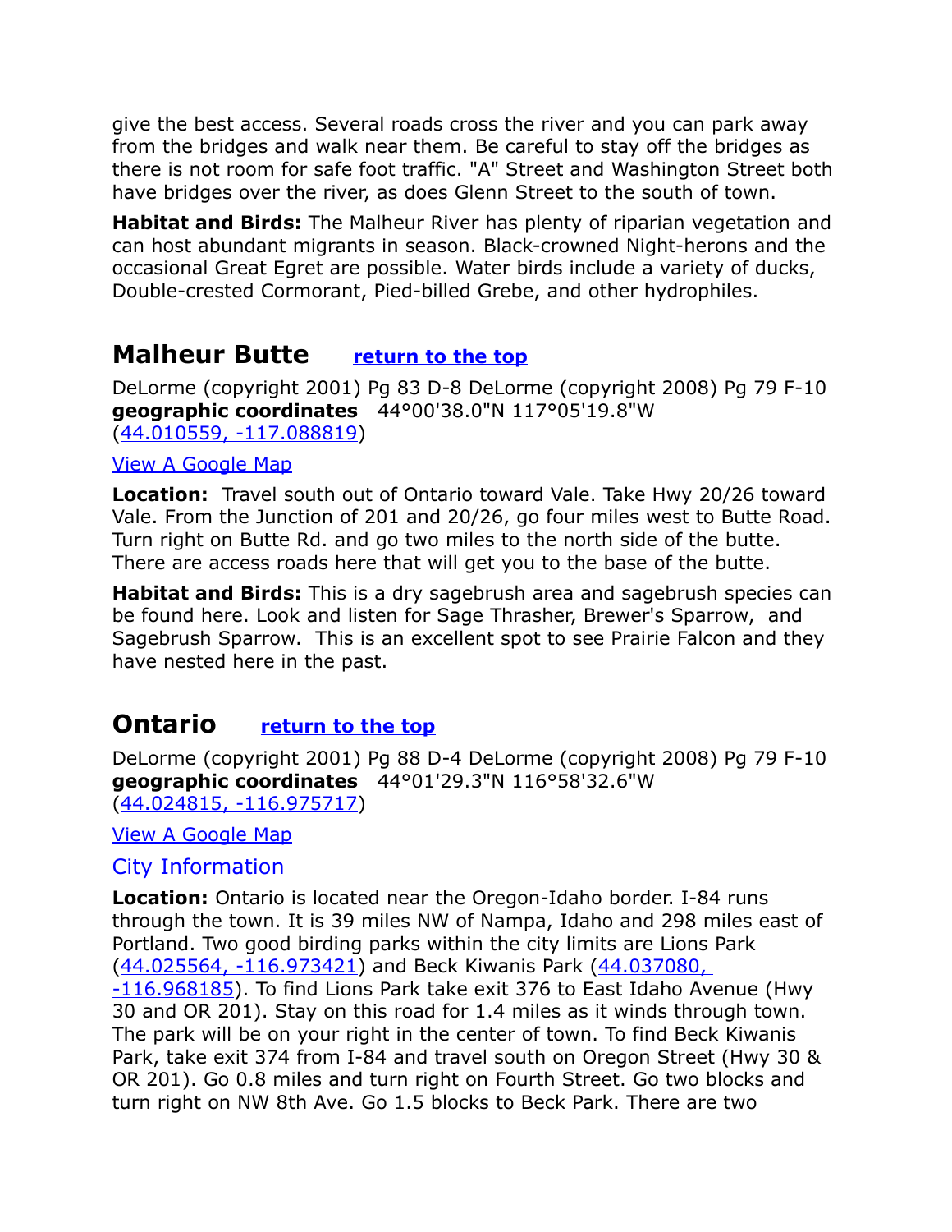give the best access. Several roads cross the river and you can park away from the bridges and walk near them. Be careful to stay off the bridges as there is not room for safe foot traffic. "A" Street and Washington Street both have bridges over the river, as does Glenn Street to the south of town.

**Habitat and Birds:** The Malheur River has plenty of riparian vegetation and can host abundant migrants in season. Black-crowned Night-herons and the occasional Great Egret are possible. Water birds include a variety of ducks, Double-crested Cormorant, Pied-billed Grebe, and other hydrophiles.

## Malheur Butte [return to the top]

DeLorme (copyright 2001) Pg 83 D-8 DeLorme (copyright 2008) Pg 79 F-10
**geographic coordinates** 44°00'38.0"N 117°05'19.8"W
(44.010559, -117.088819)

View A Google Map

**Location:** Travel south out of Ontario toward Vale. Take Hwy 20/26 toward Vale. From the Junction of 201 and 20/26, go four miles west to Butte Road. Turn right on Butte Rd. and go two miles to the north side of the butte. There are access roads here that will get you to the base of the butte.

**Habitat and Birds:** This is a dry sagebrush area and sagebrush species can be found here. Look and listen for Sage Thrasher, Brewer's Sparrow, and Sagebrush Sparrow. This is an excellent spot to see Prairie Falcon and they have nested here in the past.

## Ontario [return to the top]

DeLorme (copyright 2001) Pg 88 D-4 DeLorme (copyright 2008) Pg 79 F-10
**geographic coordinates** 44°01'29.3"N 116°58'32.6"W
(44.024815, -116.975717)

View A Google Map

City Information

**Location:** Ontario is located near the Oregon-Idaho border. I-84 runs through the town. It is 39 miles NW of Nampa, Idaho and 298 miles east of Portland. Two good birding parks within the city limits are Lions Park (44.025564, -116.973421) and Beck Kiwanis Park (44.037080, -116.968185). To find Lions Park take exit 376 to East Idaho Avenue (Hwy 30 and OR 201). Stay on this road for 1.4 miles as it winds through town. The park will be on your right in the center of town. To find Beck Kiwanis Park, take exit 374 from I-84 and travel south on Oregon Street (Hwy 30 & OR 201). Go 0.8 miles and turn right on Fourth Street. Go two blocks and turn right on NW 8th Ave. Go 1.5 blocks to Beck Park. There are two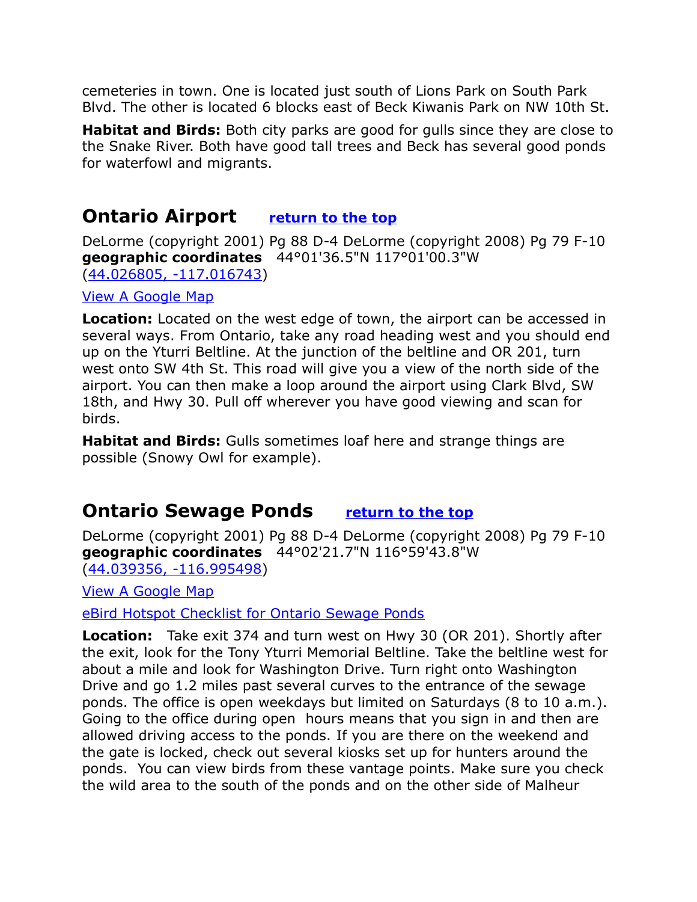cemeteries in town. One is located just south of Lions Park on South Park Blvd. The other is located 6 blocks east of Beck Kiwanis Park on NW 10th St.

**Habitat and Birds:** Both city parks are good for gulls since they are close to the Snake River. Both have good tall trees and Beck has several good ponds for waterfowl and migrants.

## Ontario Airport [return to the top]

DeLorme (copyright 2001) Pg 88 D-4 DeLorme (copyright 2008) Pg 79 F-10
**geographic coordinates** 44°01'36.5"N 117°01'00.3"W
(44.026805, -117.016743)

View A Google Map

**Location:** Located on the west edge of town, the airport can be accessed in several ways. From Ontario, take any road heading west and you should end up on the Yturri Beltline. At the junction of the beltline and OR 201, turn west onto SW 4th St. This road will give you a view of the north side of the airport. You can then make a loop around the airport using Clark Blvd, SW 18th, and Hwy 30. Pull off wherever you have good viewing and scan for birds.

**Habitat and Birds:** Gulls sometimes loaf here and strange things are possible (Snowy Owl for example).

## Ontario Sewage Ponds [return to the top]

DeLorme (copyright 2001) Pg 88 D-4 DeLorme (copyright 2008) Pg 79 F-10
**geographic coordinates** 44°02'21.7"N 116°59'43.8"W
(44.039356, -116.995498)

View A Google Map

eBird Hotspot Checklist for Ontario Sewage Ponds

**Location:** Take exit 374 and turn west on Hwy 30 (OR 201). Shortly after the exit, look for the Tony Yturri Memorial Beltline. Take the beltline west for about a mile and look for Washington Drive. Turn right onto Washington Drive and go 1.2 miles past several curves to the entrance of the sewage ponds. The office is open weekdays but limited on Saturdays (8 to 10 a.m.). Going to the office during open hours means that you sign in and then are allowed driving access to the ponds. If you are there on the weekend and the gate is locked, check out several kiosks set up for hunters around the ponds. You can view birds from these vantage points. Make sure you check the wild area to the south of the ponds and on the other side of Malheur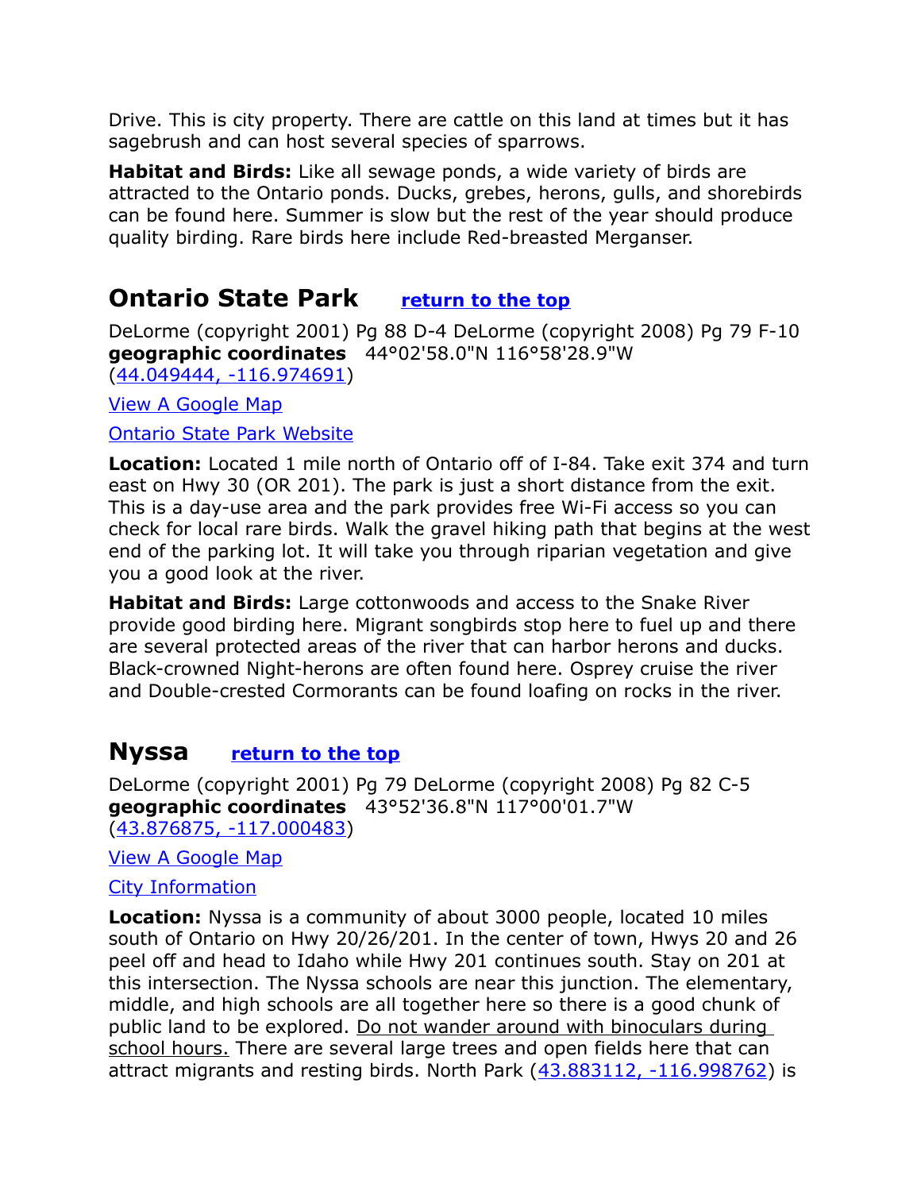Drive. This is city property. There are cattle on this land at times but it has sagebrush and can host several species of sparrows.

**Habitat and Birds:** Like all sewage ponds, a wide variety of birds are attracted to the Ontario ponds. Ducks, grebes, herons, gulls, and shorebirds can be found here. Summer is slow but the rest of the year should produce quality birding. Rare birds here include Red-breasted Merganser.

## Ontario State Park [return to the top]

DeLorme (copyright 2001) Pg 88 D-4 DeLorme (copyright 2008) Pg 79 F-10
**geographic coordinates** 44°02'58.0"N 116°58'28.9"W
(44.049444, -116.974691)

View A Google Map

Ontario State Park Website

**Location:** Located 1 mile north of Ontario off of I-84. Take exit 374 and turn east on Hwy 30 (OR 201). The park is just a short distance from the exit. This is a day-use area and the park provides free Wi-Fi access so you can check for local rare birds. Walk the gravel hiking path that begins at the west end of the parking lot. It will take you through riparian vegetation and give you a good look at the river.

**Habitat and Birds:** Large cottonwoods and access to the Snake River provide good birding here. Migrant songbirds stop here to fuel up and there are several protected areas of the river that can harbor herons and ducks. Black-crowned Night-herons are often found here. Osprey cruise the river and Double-crested Cormorants can be found loafing on rocks in the river.

## Nyssa [return to the top]

DeLorme (copyright 2001) Pg 79 DeLorme (copyright 2008) Pg 82 C-5
**geographic coordinates** 43°52'36.8"N 117°00'01.7"W
(43.876875, -117.000483)

View A Google Map

City Information

**Location:** Nyssa is a community of about 3000 people, located 10 miles south of Ontario on Hwy 20/26/201. In the center of town, Hwys 20 and 26 peel off and head to Idaho while Hwy 201 continues south. Stay on 201 at this intersection. The Nyssa schools are near this junction. The elementary, middle, and high schools are all together here so there is a good chunk of public land to be explored. <u>Do not wander around with binoculars during school hours.</u> There are several large trees and open fields here that can attract migrants and resting birds. North Park (43.883112, -116.998762) is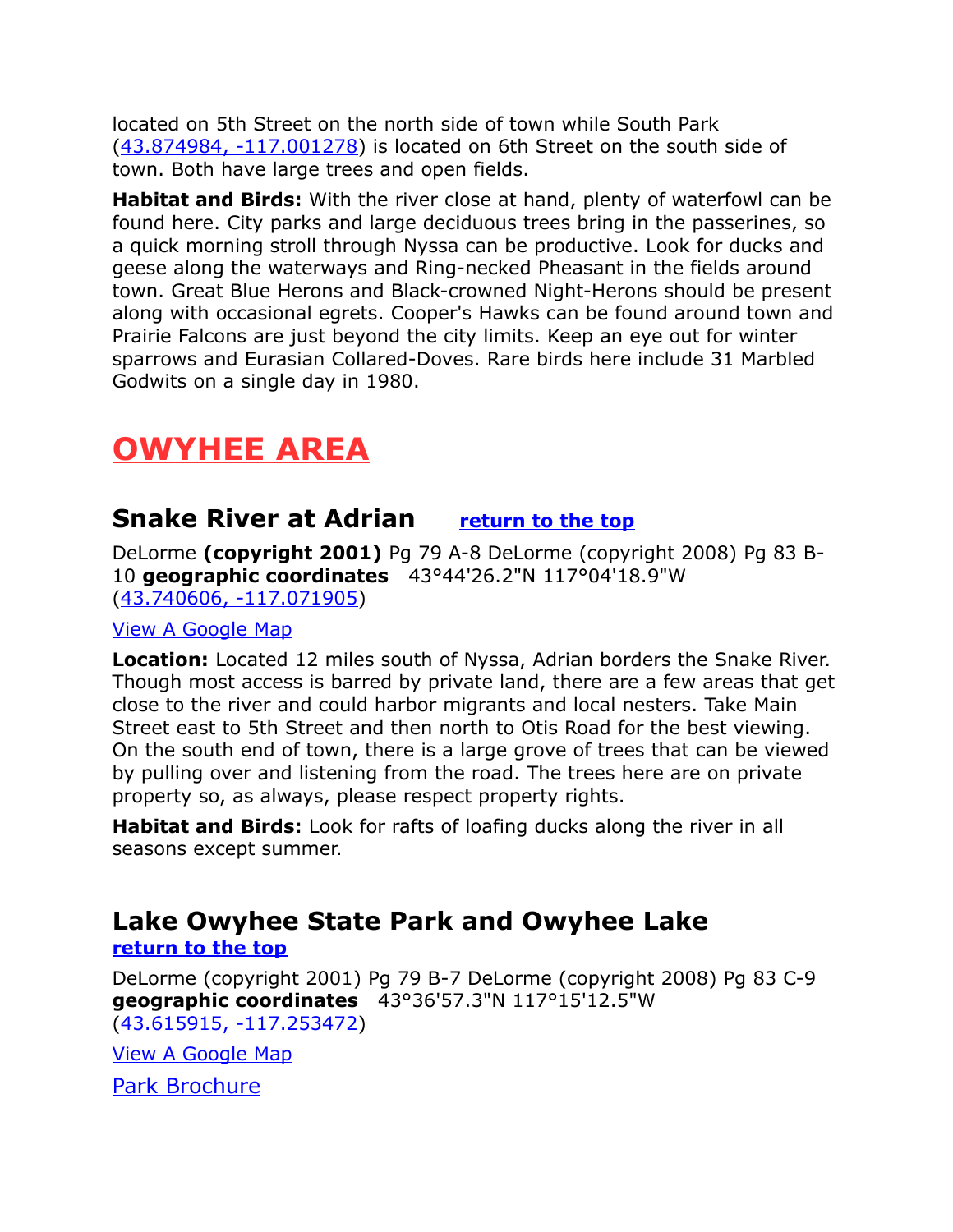located on 5th Street on the north side of town while South Park (43.874984, -117.001278) is located on 6th Street on the south side of town. Both have large trees and open fields.

**Habitat and Birds:** With the river close at hand, plenty of waterfowl can be found here. City parks and large deciduous trees bring in the passerines, so a quick morning stroll through Nyssa can be productive. Look for ducks and geese along the waterways and Ring-necked Pheasant in the fields around town. Great Blue Herons and Black-crowned Night-Herons should be present along with occasional egrets. Cooper's Hawks can be found around town and Prairie Falcons are just beyond the city limits. Keep an eye out for winter sparrows and Eurasian Collared-Doves. Rare birds here include 31 Marbled Godwits on a single day in 1980.

# OWYHEE AREA

## Snake River at Adrian return to the top

DeLorme **(copyright 2001)** Pg 79 A-8 DeLorme (copyright 2008) Pg 83 B-10 **geographic coordinates** 43°44'26.2"N 117°04'18.9"W (43.740606, -117.071905)

View A Google Map

**Location:** Located 12 miles south of Nyssa, Adrian borders the Snake River. Though most access is barred by private land, there are a few areas that get close to the river and could harbor migrants and local nesters. Take Main Street east to 5th Street and then north to Otis Road for the best viewing. On the south end of town, there is a large grove of trees that can be viewed by pulling over and listening from the road. The trees here are on private property so, as always, please respect property rights.

**Habitat and Birds:** Look for rafts of loafing ducks along the river in all seasons except summer.

## Lake Owyhee State Park and Owyhee Lake

return to the top

DeLorme (copyright 2001) Pg 79 B-7 DeLorme (copyright 2008) Pg 83 C-9 **geographic coordinates** 43°36'57.3"N 117°15'12.5"W (43.615915, -117.253472)

View A Google Map

Park Brochure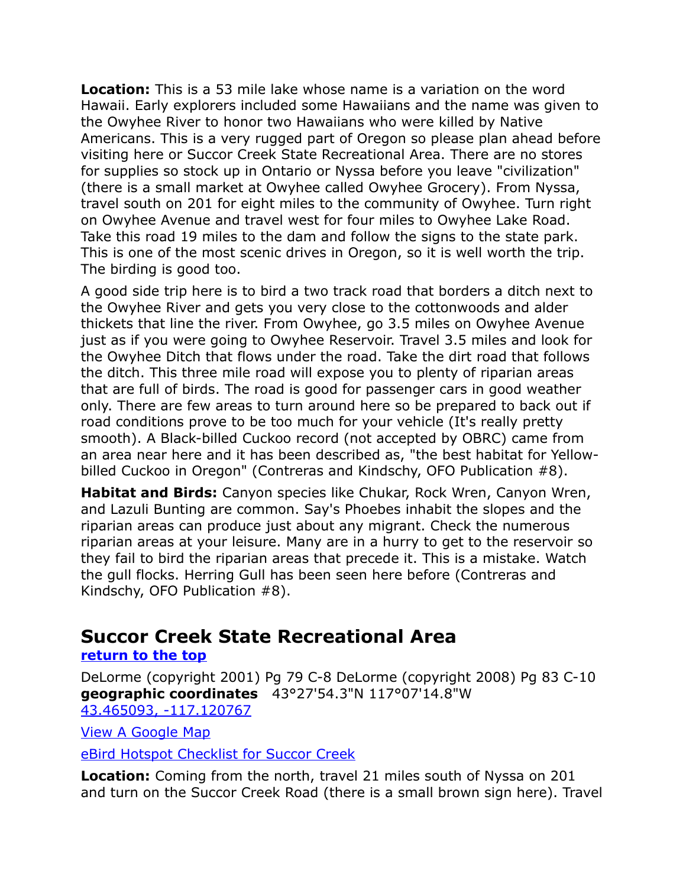**Location:** This is a 53 mile lake whose name is a variation on the word Hawaii. Early explorers included some Hawaiians and the name was given to the Owyhee River to honor two Hawaiians who were killed by Native Americans. This is a very rugged part of Oregon so please plan ahead before visiting here or Succor Creek State Recreational Area. There are no stores for supplies so stock up in Ontario or Nyssa before you leave "civilization" (there is a small market at Owyhee called Owyhee Grocery). From Nyssa, travel south on 201 for eight miles to the community of Owyhee. Turn right on Owyhee Avenue and travel west for four miles to Owyhee Lake Road. Take this road 19 miles to the dam and follow the signs to the state park. This is one of the most scenic drives in Oregon, so it is well worth the trip. The birding is good too.

A good side trip here is to bird a two track road that borders a ditch next to the Owyhee River and gets you very close to the cottonwoods and alder thickets that line the river. From Owyhee, go 3.5 miles on Owyhee Avenue just as if you were going to Owyhee Reservoir. Travel 3.5 miles and look for the Owyhee Ditch that flows under the road. Take the dirt road that follows the ditch. This three mile road will expose you to plenty of riparian areas that are full of birds. The road is good for passenger cars in good weather only. There are few areas to turn around here so be prepared to back out if road conditions prove to be too much for your vehicle (It's really pretty smooth). A Black-billed Cuckoo record (not accepted by OBRC) came from an area near here and it has been described as, "the best habitat for Yellow-billed Cuckoo in Oregon" (Contreras and Kindschy, OFO Publication #8).

**Habitat and Birds:** Canyon species like Chukar, Rock Wren, Canyon Wren, and Lazuli Bunting are common. Say's Phoebes inhabit the slopes and the riparian areas can produce just about any migrant. Check the numerous riparian areas at your leisure. Many are in a hurry to get to the reservoir so they fail to bird the riparian areas that precede it. This is a mistake. Watch the gull flocks. Herring Gull has been seen here before (Contreras and Kindschy, OFO Publication #8).

## Succor Creek State Recreational Area

[return to the top]

DeLorme (copyright 2001) Pg 79 C-8 DeLorme (copyright 2008) Pg 83 C-10
**geographic coordinates** 43°27'54.3"N 117°07'14.8"W
43.465093, -117.120767

View A Google Map

eBird Hotspot Checklist for Succor Creek

**Location:** Coming from the north, travel 21 miles south of Nyssa on 201 and turn on the Succor Creek Road (there is a small brown sign here). Travel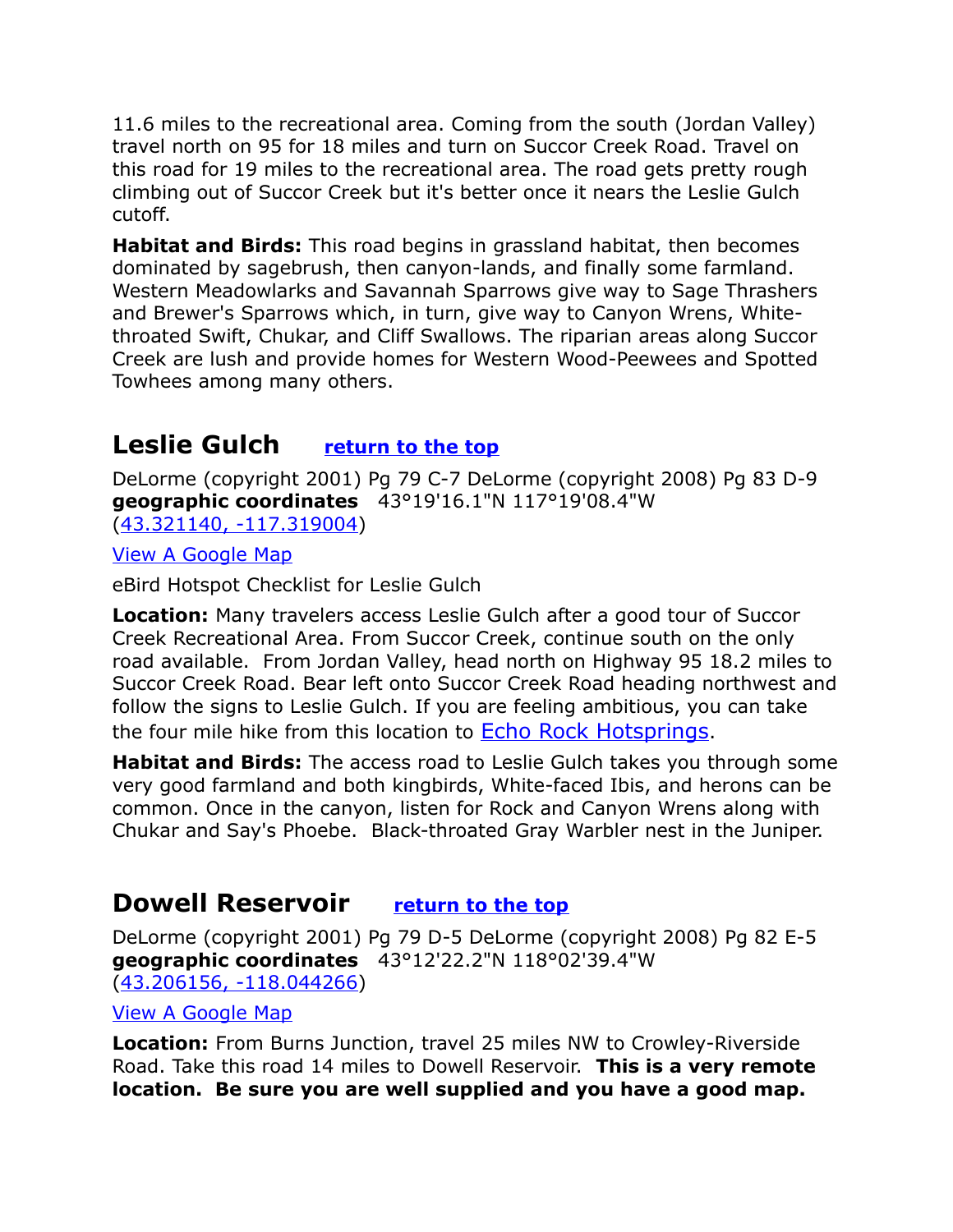11.6 miles to the recreational area. Coming from the south (Jordan Valley) travel north on 95 for 18 miles and turn on Succor Creek Road. Travel on this road for 19 miles to the recreational area. The road gets pretty rough climbing out of Succor Creek but it's better once it nears the Leslie Gulch cutoff.

**Habitat and Birds:** This road begins in grassland habitat, then becomes dominated by sagebrush, then canyon-lands, and finally some farmland. Western Meadowlarks and Savannah Sparrows give way to Sage Thrashers and Brewer's Sparrows which, in turn, give way to Canyon Wrens, White-throated Swift, Chukar, and Cliff Swallows. The riparian areas along Succor Creek are lush and provide homes for Western Wood-Peewees and Spotted Towhees among many others.

## Leslie Gulch [return to the top]

DeLorme (copyright 2001) Pg 79 C-7 DeLorme (copyright 2008) Pg 83 D-9
**geographic coordinates** 43°19'16.1"N 117°19'08.4"W
(43.321140, -117.319004)

View A Google Map

eBird Hotspot Checklist for Leslie Gulch

**Location:** Many travelers access Leslie Gulch after a good tour of Succor Creek Recreational Area. From Succor Creek, continue south on the only road available. From Jordan Valley, head north on Highway 95 18.2 miles to Succor Creek Road. Bear left onto Succor Creek Road heading northwest and follow the signs to Leslie Gulch. If you are feeling ambitious, you can take the four mile hike from this location to Echo Rock Hotsprings.

**Habitat and Birds:** The access road to Leslie Gulch takes you through some very good farmland and both kingbirds, White-faced Ibis, and herons can be common. Once in the canyon, listen for Rock and Canyon Wrens along with Chukar and Say's Phoebe. Black-throated Gray Warbler nest in the Juniper.

## Dowell Reservoir [return to the top]

DeLorme (copyright 2001) Pg 79 D-5 DeLorme (copyright 2008) Pg 82 E-5
**geographic coordinates** 43°12'22.2"N 118°02'39.4"W
(43.206156, -118.044266)

View A Google Map

**Location:** From Burns Junction, travel 25 miles NW to Crowley-Riverside Road. Take this road 14 miles to Dowell Reservoir. **This is a very remote location. Be sure you are well supplied and you have a good map.**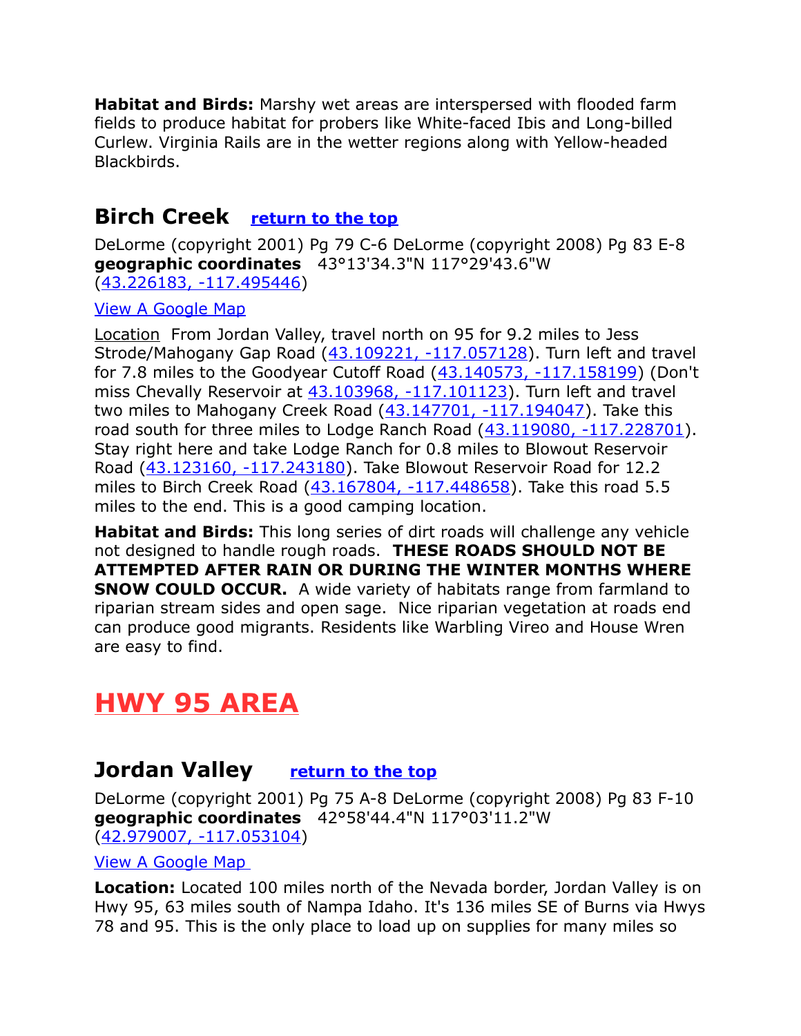**Habitat and Birds:** Marshy wet areas are interspersed with flooded farm fields to produce habitat for probers like White-faced Ibis and Long-billed Curlew. Virginia Rails are in the wetter regions along with Yellow-headed Blackbirds.

## Birch Creek [return to the top]

DeLorme (copyright 2001) Pg 79 C-6 DeLorme (copyright 2008) Pg 83 E-8
**geographic coordinates** 43°13'34.3"N 117°29'43.6"W
(43.226183, -117.495446)

View A Google Map

Location From Jordan Valley, travel north on 95 for 9.2 miles to Jess Strode/Mahogany Gap Road (43.109221, -117.057128). Turn left and travel for 7.8 miles to the Goodyear Cutoff Road (43.140573, -117.158199) (Don't miss Chevally Reservoir at 43.103968, -117.101123). Turn left and travel two miles to Mahogany Creek Road (43.147701, -117.194047). Take this road south for three miles to Lodge Ranch Road (43.119080, -117.228701). Stay right here and take Lodge Ranch for 0.8 miles to Blowout Reservoir Road (43.123160, -117.243180). Take Blowout Reservoir Road for 12.2 miles to Birch Creek Road (43.167804, -117.448658). Take this road 5.5 miles to the end. This is a good camping location.

**Habitat and Birds:** This long series of dirt roads will challenge any vehicle not designed to handle rough roads. **THESE ROADS SHOULD NOT BE ATTEMPTED AFTER RAIN OR DURING THE WINTER MONTHS WHERE SNOW COULD OCCUR.** A wide variety of habitats range from farmland to riparian stream sides and open sage. Nice riparian vegetation at roads end can produce good migrants. Residents like Warbling Vireo and House Wren are easy to find.

# HWY 95 AREA

## Jordan Valley [return to the top]

DeLorme (copyright 2001) Pg 75 A-8 DeLorme (copyright 2008) Pg 83 F-10
**geographic coordinates** 42°58'44.4"N 117°03'11.2"W
(42.979007, -117.053104)

View A Google Map

**Location:** Located 100 miles north of the Nevada border, Jordan Valley is on Hwy 95, 63 miles south of Nampa Idaho. It's 136 miles SE of Burns via Hwys 78 and 95. This is the only place to load up on supplies for many miles so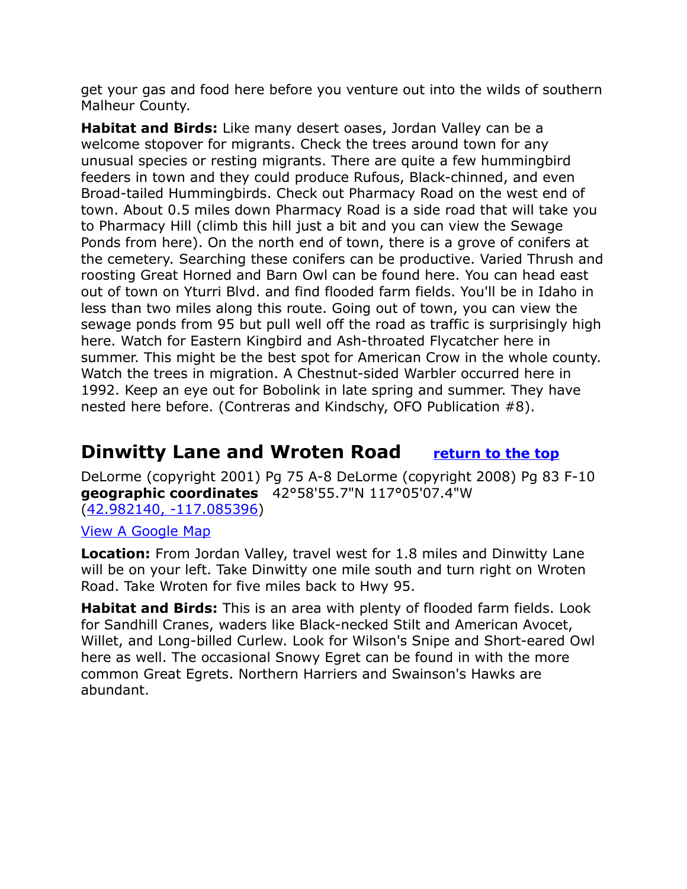get your gas and food here before you venture out into the wilds of southern Malheur County.

**Habitat and Birds:** Like many desert oases, Jordan Valley can be a welcome stopover for migrants. Check the trees around town for any unusual species or resting migrants. There are quite a few hummingbird feeders in town and they could produce Rufous, Black-chinned, and even Broad-tailed Hummingbirds. Check out Pharmacy Road on the west end of town. About 0.5 miles down Pharmacy Road is a side road that will take you to Pharmacy Hill (climb this hill just a bit and you can view the Sewage Ponds from here). On the north end of town, there is a grove of conifers at the cemetery. Searching these conifers can be productive. Varied Thrush and roosting Great Horned and Barn Owl can be found here. You can head east out of town on Yturri Blvd. and find flooded farm fields. You'll be in Idaho in less than two miles along this route. Going out of town, you can view the sewage ponds from 95 but pull well off the road as traffic is surprisingly high here. Watch for Eastern Kingbird and Ash-throated Flycatcher here in summer. This might be the best spot for American Crow in the whole county. Watch the trees in migration. A Chestnut-sided Warbler occurred here in 1992. Keep an eye out for Bobolink in late spring and summer. They have nested here before. (Contreras and Kindschy, OFO Publication #8).

## Dinwitty Lane and Wroten Road [return to the top]

DeLorme (copyright 2001) Pg 75 A-8 DeLorme (copyright 2008) Pg 83 F-10
**geographic coordinates** 42°58'55.7"N 117°05'07.4"W
(42.982140, -117.085396)

View A Google Map

**Location:** From Jordan Valley, travel west for 1.8 miles and Dinwitty Lane will be on your left. Take Dinwitty one mile south and turn right on Wroten Road. Take Wroten for five miles back to Hwy 95.

**Habitat and Birds:** This is an area with plenty of flooded farm fields. Look for Sandhill Cranes, waders like Black-necked Stilt and American Avocet, Willet, and Long-billed Curlew. Look for Wilson's Snipe and Short-eared Owl here as well. The occasional Snowy Egret can be found in with the more common Great Egrets. Northern Harriers and Swainson's Hawks are abundant.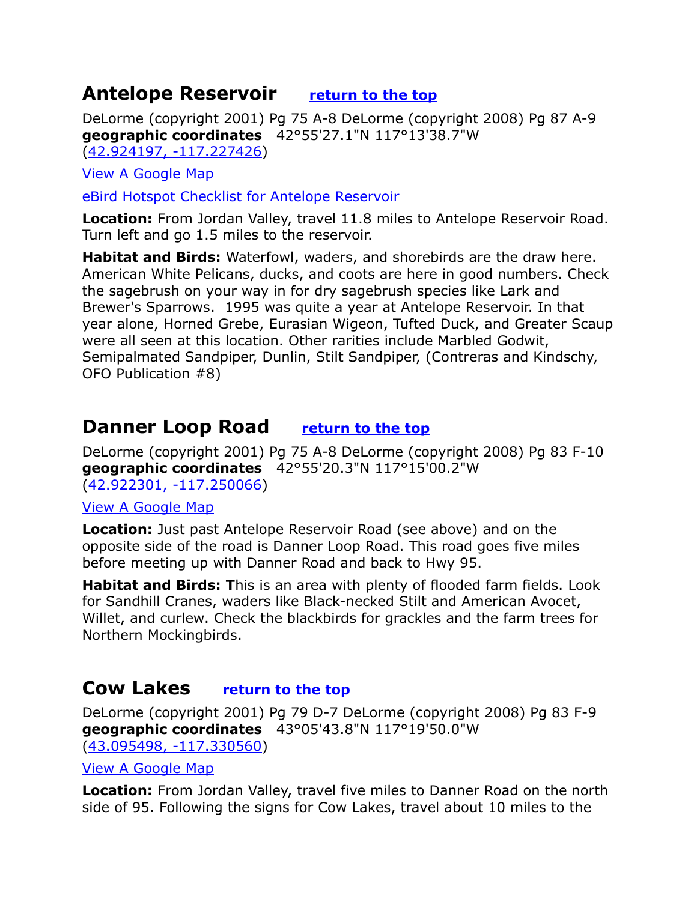## Antelope Reservoir [return to the top]

DeLorme (copyright 2001) Pg 75 A-8 DeLorme (copyright 2008) Pg 87 A-9
**geographic coordinates** 42°55'27.1"N 117°13'38.7"W
(42.924197, -117.227426)

View A Google Map

eBird Hotspot Checklist for Antelope Reservoir

**Location:** From Jordan Valley, travel 11.8 miles to Antelope Reservoir Road. Turn left and go 1.5 miles to the reservoir.

**Habitat and Birds:** Waterfowl, waders, and shorebirds are the draw here. American White Pelicans, ducks, and coots are here in good numbers. Check the sagebrush on your way in for dry sagebrush species like Lark and Brewer's Sparrows. 1995 was quite a year at Antelope Reservoir. In that year alone, Horned Grebe, Eurasian Wigeon, Tufted Duck, and Greater Scaup were all seen at this location. Other rarities include Marbled Godwit, Semipalmated Sandpiper, Dunlin, Stilt Sandpiper, (Contreras and Kindschy, OFO Publication #8)

## Danner Loop Road [return to the top]

DeLorme (copyright 2001) Pg 75 A-8 DeLorme (copyright 2008) Pg 83 F-10
**geographic coordinates** 42°55'20.3"N 117°15'00.2"W
(42.922301, -117.250066)

View A Google Map

**Location:** Just past Antelope Reservoir Road (see above) and on the opposite side of the road is Danner Loop Road. This road goes five miles before meeting up with Danner Road and back to Hwy 95.

**Habitat and Birds: T**his is an area with plenty of flooded farm fields. Look for Sandhill Cranes, waders like Black-necked Stilt and American Avocet, Willet, and curlew. Check the blackbirds for grackles and the farm trees for Northern Mockingbirds.

## Cow Lakes [return to the top]

DeLorme (copyright 2001) Pg 79 D-7 DeLorme (copyright 2008) Pg 83 F-9
**geographic coordinates** 43°05'43.8"N 117°19'50.0"W
(43.095498, -117.330560)

View A Google Map

**Location:** From Jordan Valley, travel five miles to Danner Road on the north side of 95. Following the signs for Cow Lakes, travel about 10 miles to the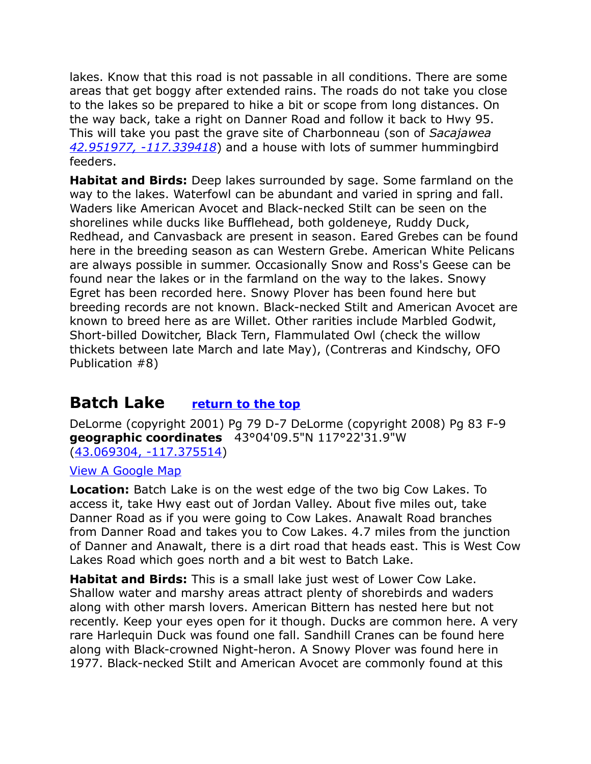lakes. Know that this road is not passable in all conditions. There are some areas that get boggy after extended rains. The roads do not take you close to the lakes so be prepared to hike a bit or scope from long distances. On the way back, take a right on Danner Road and follow it back to Hwy 95. This will take you past the grave site of Charbonneau (son of *Sacajawea [42.951977, -117.339418](42.951977, -117.339418)*) and a house with lots of summer hummingbird feeders.

**Habitat and Birds:** Deep lakes surrounded by sage. Some farmland on the way to the lakes. Waterfowl can be abundant and varied in spring and fall. Waders like American Avocet and Black-necked Stilt can be seen on the shorelines while ducks like Bufflehead, both goldeneye, Ruddy Duck, Redhead, and Canvasback are present in season. Eared Grebes can be found here in the breeding season as can Western Grebe. American White Pelicans are always possible in summer. Occasionally Snow and Ross's Geese can be found near the lakes or in the farmland on the way to the lakes. Snowy Egret has been recorded here. Snowy Plover has been found here but breeding records are not known. Black-necked Stilt and American Avocet are known to breed here as are Willet. Other rarities include Marbled Godwit, Short-billed Dowitcher, Black Tern, Flammulated Owl (check the willow thickets between late March and late May), (Contreras and Kindschy, OFO Publication #8)

## Batch Lake [return to the top](#)

DeLorme (copyright 2001) Pg 79 D-7 DeLorme (copyright 2008) Pg 83 F-9
**geographic coordinates** 43°04'09.5"N 117°22'31.9"W
([43.069304, -117.375514](43.069304, -117.375514))

[View A Google Map](#)

**Location:** Batch Lake is on the west edge of the two big Cow Lakes. To access it, take Hwy east out of Jordan Valley. About five miles out, take Danner Road as if you were going to Cow Lakes. Anawalt Road branches from Danner Road and takes you to Cow Lakes. 4.7 miles from the junction of Danner and Anawalt, there is a dirt road that heads east. This is West Cow Lakes Road which goes north and a bit west to Batch Lake.

**Habitat and Birds:** This is a small lake just west of Lower Cow Lake. Shallow water and marshy areas attract plenty of shorebirds and waders along with other marsh lovers. American Bittern has nested here but not recently. Keep your eyes open for it though. Ducks are common here. A very rare Harlequin Duck was found one fall. Sandhill Cranes can be found here along with Black-crowned Night-heron. A Snowy Plover was found here in 1977. Black-necked Stilt and American Avocet are commonly found at this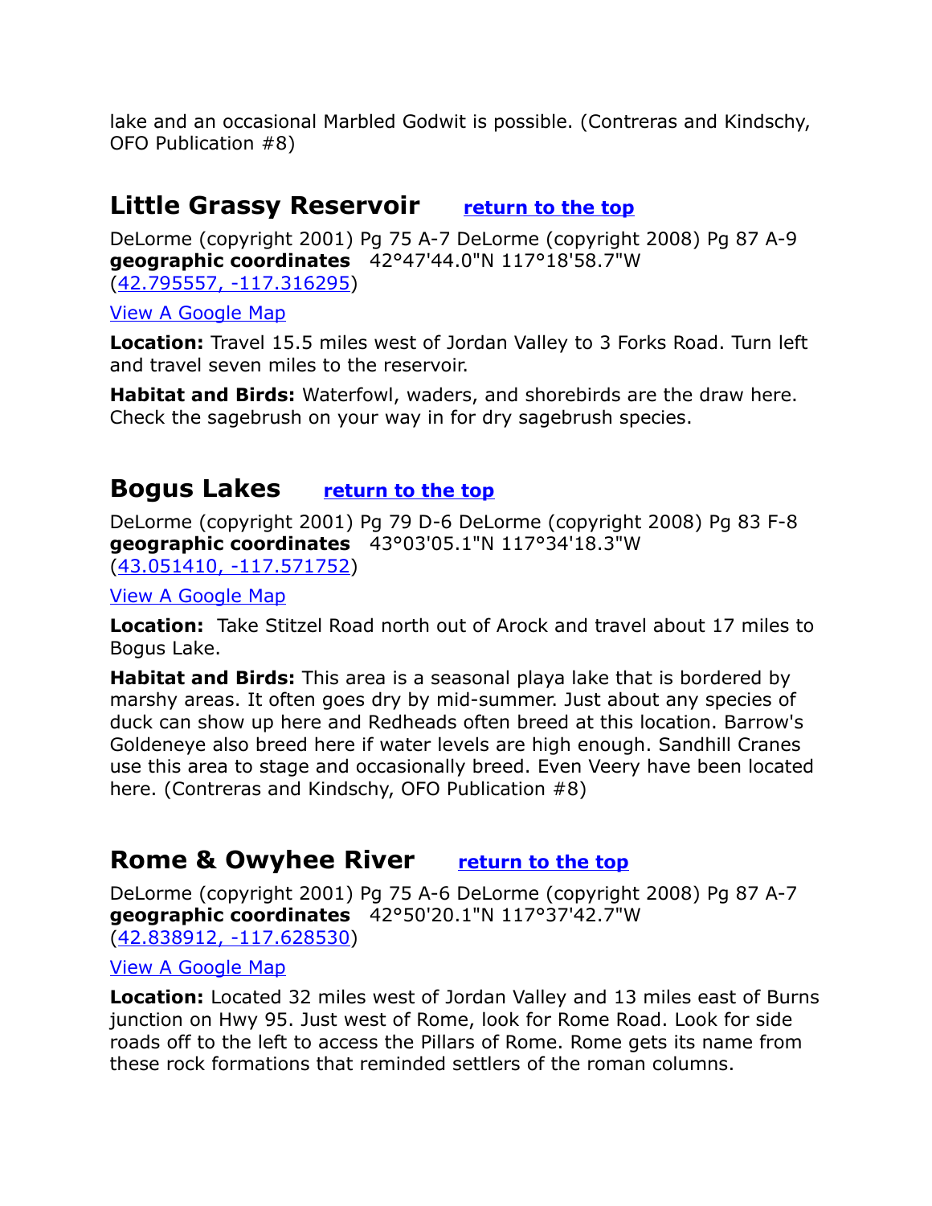lake and an occasional Marbled Godwit is possible. (Contreras and Kindschy, OFO Publication #8)

## Little Grassy Reservoir [return to the top]

DeLorme (copyright 2001) Pg 75 A-7 DeLorme (copyright 2008) Pg 87 A-9
**geographic coordinates** 42°47'44.0"N 117°18'58.7"W
(42.795557, -117.316295)

View A Google Map

**Location:** Travel 15.5 miles west of Jordan Valley to 3 Forks Road. Turn left and travel seven miles to the reservoir.

**Habitat and Birds:** Waterfowl, waders, and shorebirds are the draw here. Check the sagebrush on your way in for dry sagebrush species.

## Bogus Lakes [return to the top]

DeLorme (copyright 2001) Pg 79 D-6 DeLorme (copyright 2008) Pg 83 F-8
**geographic coordinates** 43°03'05.1"N 117°34'18.3"W
(43.051410, -117.571752)

View A Google Map

**Location:** Take Stitzel Road north out of Arock and travel about 17 miles to Bogus Lake.

**Habitat and Birds:** This area is a seasonal playa lake that is bordered by marshy areas. It often goes dry by mid-summer. Just about any species of duck can show up here and Redheads often breed at this location. Barrow's Goldeneye also breed here if water levels are high enough. Sandhill Cranes use this area to stage and occasionally breed. Even Veery have been located here. (Contreras and Kindschy, OFO Publication #8)

## Rome & Owyhee River [return to the top]

DeLorme (copyright 2001) Pg 75 A-6 DeLorme (copyright 2008) Pg 87 A-7
**geographic coordinates** 42°50'20.1"N 117°37'42.7"W
(42.838912, -117.628530)

View A Google Map

**Location:** Located 32 miles west of Jordan Valley and 13 miles east of Burns junction on Hwy 95. Just west of Rome, look for Rome Road. Look for side roads off to the left to access the Pillars of Rome. Rome gets its name from these rock formations that reminded settlers of the roman columns.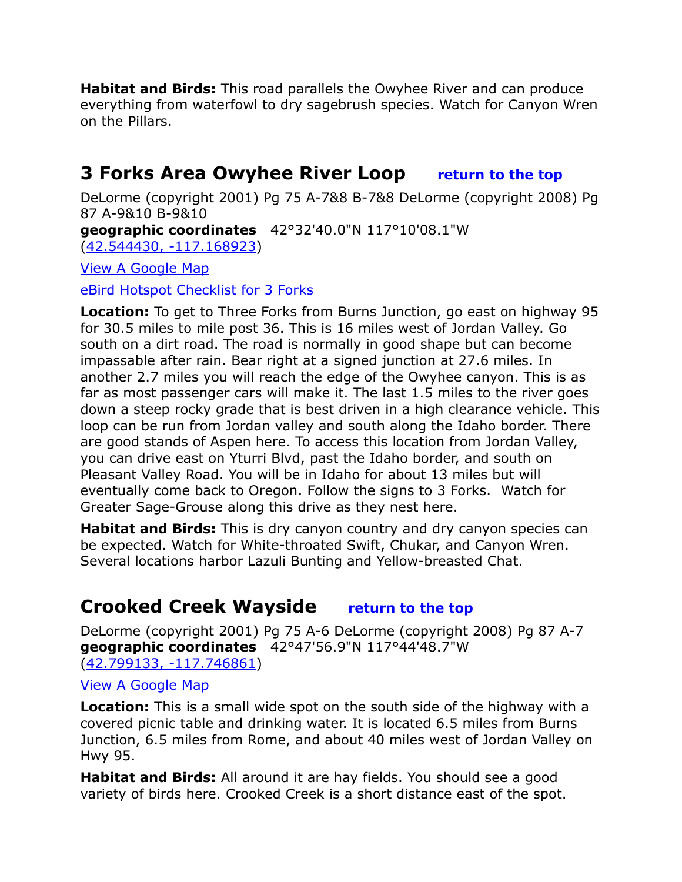**Habitat and Birds:** This road parallels the Owyhee River and can produce everything from waterfowl to dry sagebrush species. Watch for Canyon Wren on the Pillars.

## 3 Forks Area Owyhee River Loop [return to the top]

DeLorme (copyright 2001) Pg 75 A-7&8 B-7&8 DeLorme (copyright 2008) Pg 87 A-9&10 B-9&10
**geographic coordinates** 42°32'40.0"N 117°10'08.1"W (42.544430, -117.168923)

View A Google Map

eBird Hotspot Checklist for 3 Forks

**Location:** To get to Three Forks from Burns Junction, go east on highway 95 for 30.5 miles to mile post 36. This is 16 miles west of Jordan Valley. Go south on a dirt road. The road is normally in good shape but can become impassable after rain. Bear right at a signed junction at 27.6 miles. In another 2.7 miles you will reach the edge of the Owyhee canyon. This is as far as most passenger cars will make it. The last 1.5 miles to the river goes down a steep rocky grade that is best driven in a high clearance vehicle. This loop can be run from Jordan valley and south along the Idaho border. There are good stands of Aspen here. To access this location from Jordan Valley, you can drive east on Yturri Blvd, past the Idaho border, and south on Pleasant Valley Road. You will be in Idaho for about 13 miles but will eventually come back to Oregon. Follow the signs to 3 Forks. Watch for Greater Sage-Grouse along this drive as they nest here.

**Habitat and Birds:** This is dry canyon country and dry canyon species can be expected. Watch for White-throated Swift, Chukar, and Canyon Wren. Several locations harbor Lazuli Bunting and Yellow-breasted Chat.

## Crooked Creek Wayside [return to the top]

DeLorme (copyright 2001) Pg 75 A-6 DeLorme (copyright 2008) Pg 87 A-7
**geographic coordinates** 42°47'56.9"N 117°44'48.7"W (42.799133, -117.746861)

View A Google Map

**Location:** This is a small wide spot on the south side of the highway with a covered picnic table and drinking water. It is located 6.5 miles from Burns Junction, 6.5 miles from Rome, and about 40 miles west of Jordan Valley on Hwy 95.

**Habitat and Birds:** All around it are hay fields. You should see a good variety of birds here. Crooked Creek is a short distance east of the spot.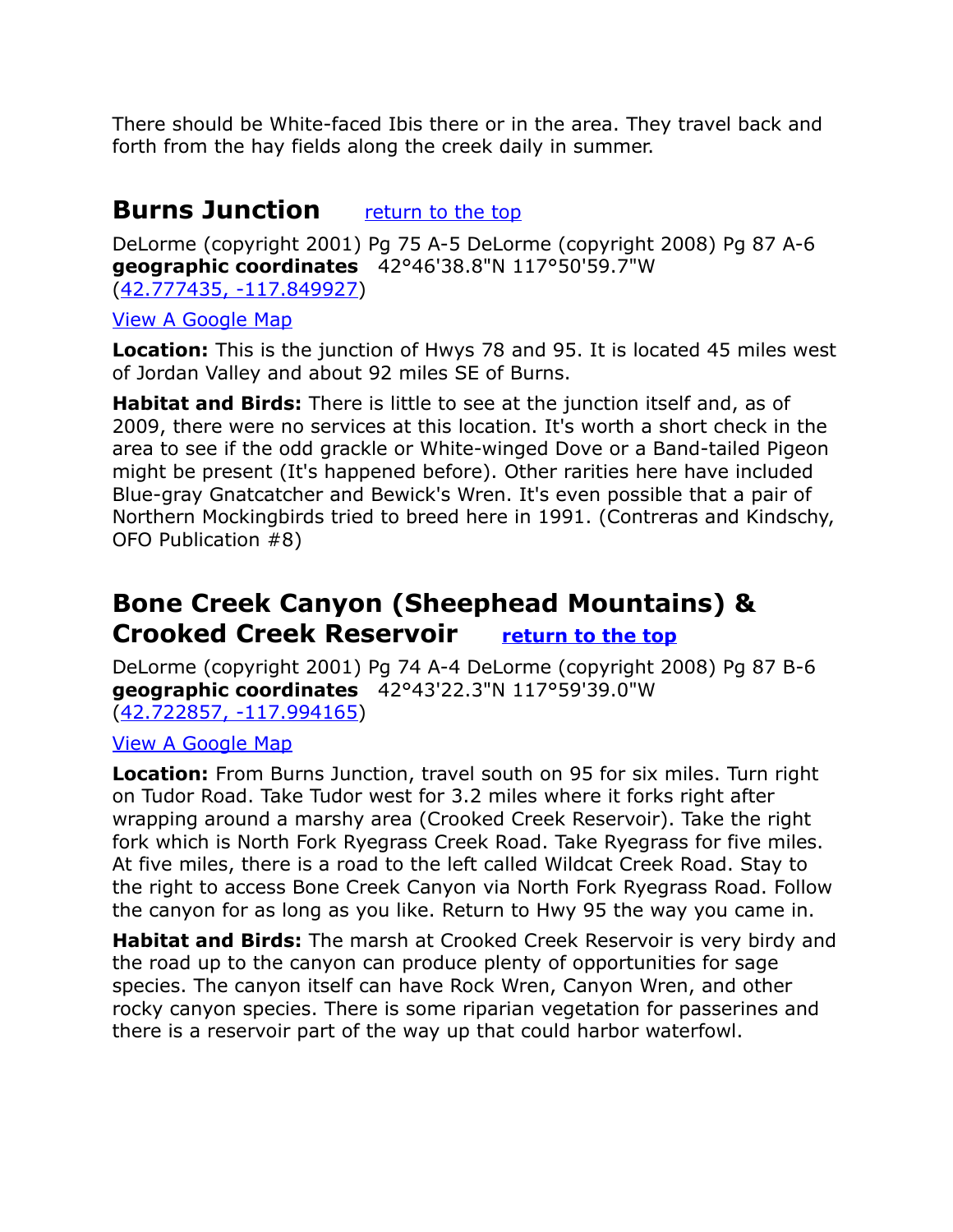There should be White-faced Ibis there or in the area. They travel back and forth from the hay fields along the creek daily in summer.

## Burns Junction [return to the top]

DeLorme (copyright 2001) Pg 75 A-5 DeLorme (copyright 2008) Pg 87 A-6 **geographic coordinates** 42°46'38.8"N 117°50'59.7"W (42.777435, -117.849927)

View A Google Map

**Location:** This is the junction of Hwys 78 and 95. It is located 45 miles west of Jordan Valley and about 92 miles SE of Burns.

**Habitat and Birds:** There is little to see at the junction itself and, as of 2009, there were no services at this location. It's worth a short check in the area to see if the odd grackle or White-winged Dove or a Band-tailed Pigeon might be present (It's happened before). Other rarities here have included Blue-gray Gnatcatcher and Bewick's Wren. It's even possible that a pair of Northern Mockingbirds tried to breed here in 1991. (Contreras and Kindschy, OFO Publication #8)

## Bone Creek Canyon (Sheephead Mountains) & Crooked Creek Reservoir [return to the top]

DeLorme (copyright 2001) Pg 74 A-4 DeLorme (copyright 2008) Pg 87 B-6 **geographic coordinates** 42°43'22.3"N 117°59'39.0"W (42.722857, -117.994165)

View A Google Map

**Location:** From Burns Junction, travel south on 95 for six miles. Turn right on Tudor Road. Take Tudor west for 3.2 miles where it forks right after wrapping around a marshy area (Crooked Creek Reservoir). Take the right fork which is North Fork Ryegrass Creek Road. Take Ryegrass for five miles. At five miles, there is a road to the left called Wildcat Creek Road. Stay to the right to access Bone Creek Canyon via North Fork Ryegrass Road. Follow the canyon for as long as you like. Return to Hwy 95 the way you came in.

**Habitat and Birds:** The marsh at Crooked Creek Reservoir is very birdy and the road up to the canyon can produce plenty of opportunities for sage species. The canyon itself can have Rock Wren, Canyon Wren, and other rocky canyon species. There is some riparian vegetation for passerines and there is a reservoir part of the way up that could harbor waterfowl.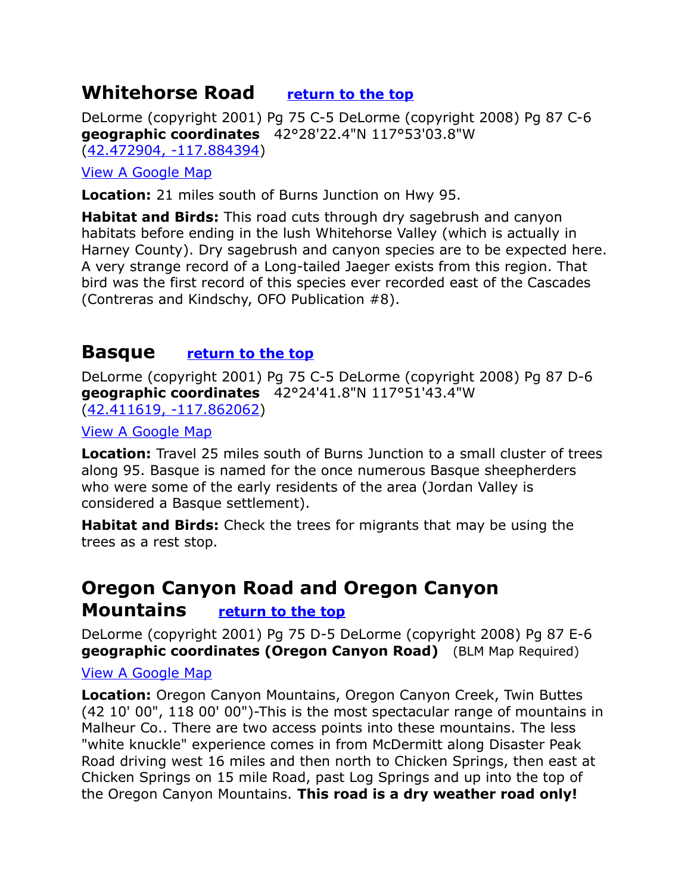## Whitehorse Road [return to the top]

DeLorme (copyright 2001) Pg 75 C-5 DeLorme (copyright 2008) Pg 87 C-6
**geographic coordinates** 42°28'22.4"N 117°53'03.8"W
(42.472904, -117.884394)

View A Google Map

**Location:** 21 miles south of Burns Junction on Hwy 95.

**Habitat and Birds:** This road cuts through dry sagebrush and canyon habitats before ending in the lush Whitehorse Valley (which is actually in Harney County). Dry sagebrush and canyon species are to be expected here. A very strange record of a Long-tailed Jaeger exists from this region. That bird was the first record of this species ever recorded east of the Cascades (Contreras and Kindschy, OFO Publication #8).

## Basque [return to the top]

DeLorme (copyright 2001) Pg 75 C-5 DeLorme (copyright 2008) Pg 87 D-6
**geographic coordinates** 42°24'41.8"N 117°51'43.4"W
(42.411619, -117.862062)

View A Google Map

**Location:** Travel 25 miles south of Burns Junction to a small cluster of trees along 95. Basque is named for the once numerous Basque sheepherders who were some of the early residents of the area (Jordan Valley is considered a Basque settlement).

**Habitat and Birds:** Check the trees for migrants that may be using the trees as a rest stop.

## Oregon Canyon Road and Oregon Canyon Mountains [return to the top]

DeLorme (copyright 2001) Pg 75 D-5 DeLorme (copyright 2008) Pg 87 E-6
**geographic coordinates (Oregon Canyon Road)** (BLM Map Required)

View A Google Map

**Location:** Oregon Canyon Mountains, Oregon Canyon Creek, Twin Buttes (42 10' 00", 118 00' 00")-This is the most spectacular range of mountains in Malheur Co.. There are two access points into these mountains. The less "white knuckle" experience comes in from McDermitt along Disaster Peak Road driving west 16 miles and then north to Chicken Springs, then east at Chicken Springs on 15 mile Road, past Log Springs and up into the top of the Oregon Canyon Mountains. **This road is a dry weather road only!**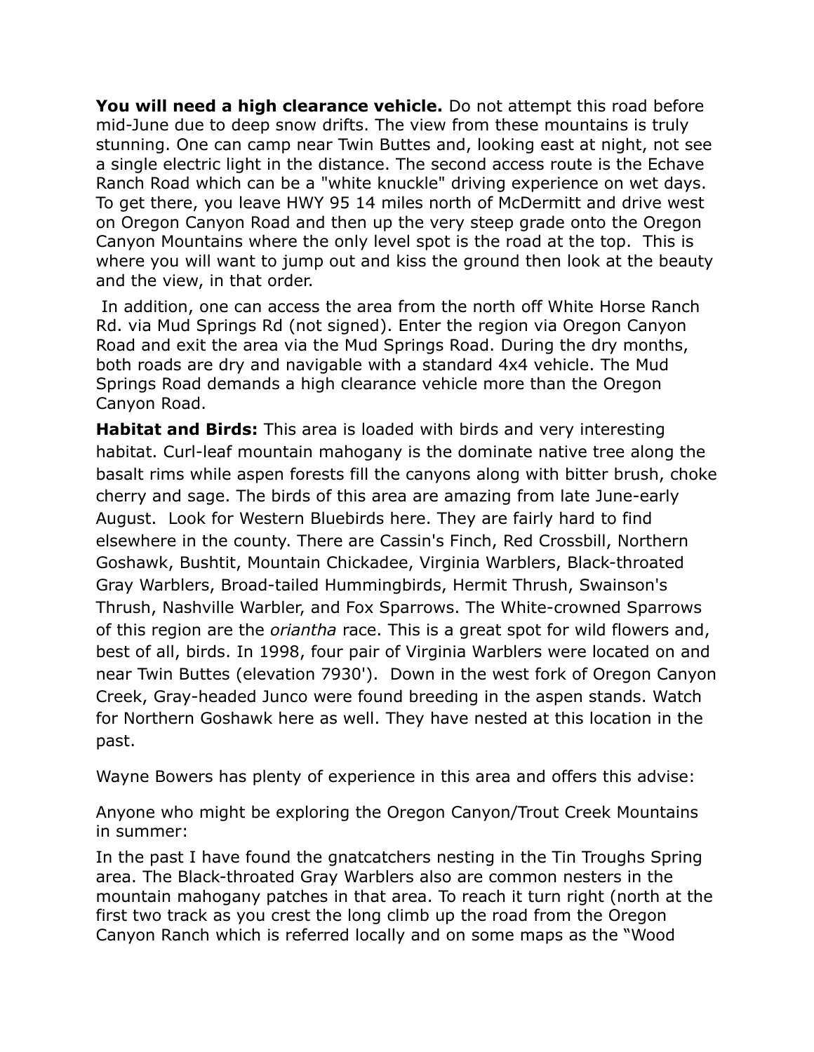**You will need a high clearance vehicle.** Do not attempt this road before mid-June due to deep snow drifts. The view from these mountains is truly stunning. One can camp near Twin Buttes and, looking east at night, not see a single electric light in the distance. The second access route is the Echave Ranch Road which can be a "white knuckle" driving experience on wet days. To get there, you leave HWY 95 14 miles north of McDermitt and drive west on Oregon Canyon Road and then up the very steep grade onto the Oregon Canyon Mountains where the only level spot is the road at the top. This is where you will want to jump out and kiss the ground then look at the beauty and the view, in that order.

In addition, one can access the area from the north off White Horse Ranch Rd. via Mud Springs Rd (not signed). Enter the region via Oregon Canyon Road and exit the area via the Mud Springs Road. During the dry months, both roads are dry and navigable with a standard 4x4 vehicle. The Mud Springs Road demands a high clearance vehicle more than the Oregon Canyon Road.

**Habitat and Birds:** This area is loaded with birds and very interesting habitat. Curl-leaf mountain mahogany is the dominate native tree along the basalt rims while aspen forests fill the canyons along with bitter brush, choke cherry and sage. The birds of this area are amazing from late June-early August. Look for Western Bluebirds here. They are fairly hard to find elsewhere in the county. There are Cassin's Finch, Red Crossbill, Northern Goshawk, Bushtit, Mountain Chickadee, Virginia Warblers, Black-throated Gray Warblers, Broad-tailed Hummingbirds, Hermit Thrush, Swainson's Thrush, Nashville Warbler, and Fox Sparrows. The White-crowned Sparrows of this region are the *oriantha* race. This is a great spot for wild flowers and, best of all, birds. In 1998, four pair of Virginia Warblers were located on and near Twin Buttes (elevation 7930'). Down in the west fork of Oregon Canyon Creek, Gray-headed Junco were found breeding in the aspen stands. Watch for Northern Goshawk here as well. They have nested at this location in the past.

Wayne Bowers has plenty of experience in this area and offers this advise:

Anyone who might be exploring the Oregon Canyon/Trout Creek Mountains in summer:

In the past I have found the gnatcatchers nesting in the Tin Troughs Spring area. The Black-throated Gray Warblers also are common nesters in the mountain mahogany patches in that area. To reach it turn right (north at the first two track as you crest the long climb up the road from the Oregon Canyon Ranch which is referred locally and on some maps as the "Wood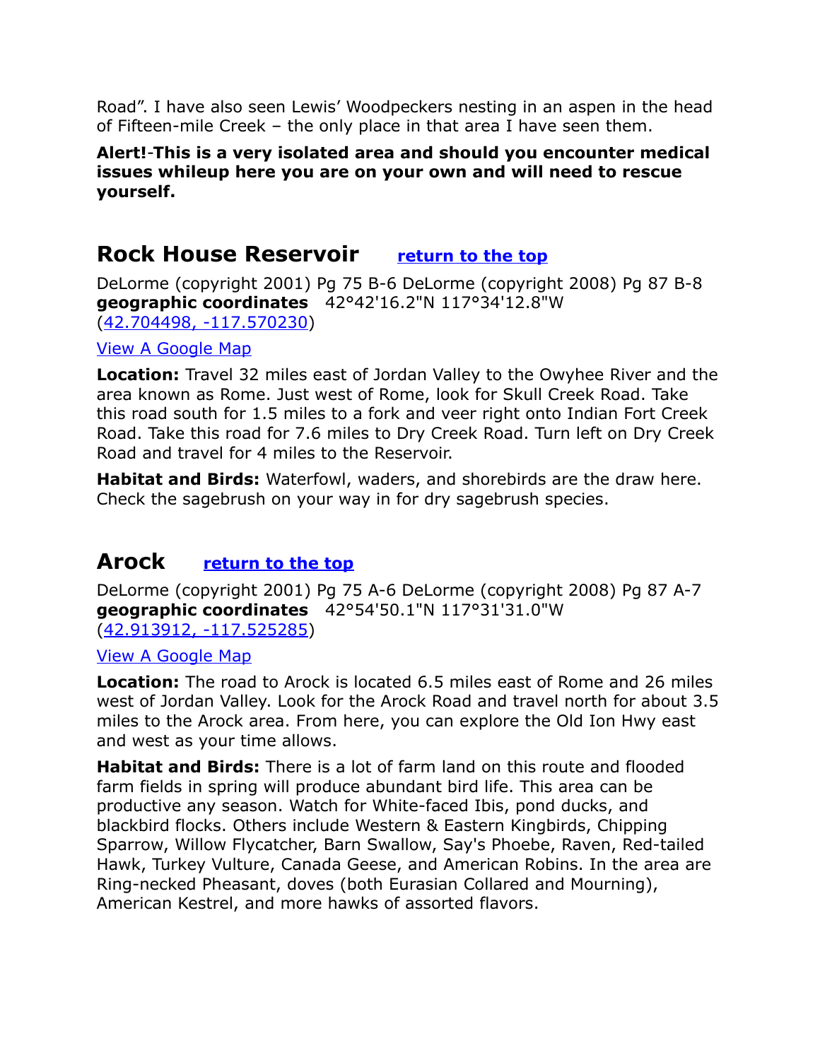Road". I have also seen Lewis' Woodpeckers nesting in an aspen in the head of Fifteen-mile Creek – the only place in that area I have seen them.

**Alert!-This is a very isolated area and should you encounter medical issues whileup here you are on your own and will need to rescue yourself.**

## Rock House Reservoir [return to the top]()

DeLorme (copyright 2001) Pg 75 B-6 DeLorme (copyright 2008) Pg 87 B-8
**geographic coordinates** 42°42'16.2"N 117°34'12.8"W
([42.704498, -117.570230]())

[View A Google Map]()

**Location:** Travel 32 miles east of Jordan Valley to the Owyhee River and the area known as Rome. Just west of Rome, look for Skull Creek Road. Take this road south for 1.5 miles to a fork and veer right onto Indian Fort Creek Road. Take this road for 7.6 miles to Dry Creek Road. Turn left on Dry Creek Road and travel for 4 miles to the Reservoir.

**Habitat and Birds:** Waterfowl, waders, and shorebirds are the draw here. Check the sagebrush on your way in for dry sagebrush species.

## Arock [return to the top]()

DeLorme (copyright 2001) Pg 75 A-6 DeLorme (copyright 2008) Pg 87 A-7
**geographic coordinates** 42°54'50.1"N 117°31'31.0"W
([42.913912, -117.525285]())

[View A Google Map]()

**Location:** The road to Arock is located 6.5 miles east of Rome and 26 miles west of Jordan Valley. Look for the Arock Road and travel north for about 3.5 miles to the Arock area. From here, you can explore the Old Ion Hwy east and west as your time allows.

**Habitat and Birds:** There is a lot of farm land on this route and flooded farm fields in spring will produce abundant bird life. This area can be productive any season. Watch for White-faced Ibis, pond ducks, and blackbird flocks. Others include Western & Eastern Kingbirds, Chipping Sparrow, Willow Flycatcher, Barn Swallow, Say's Phoebe, Raven, Red-tailed Hawk, Turkey Vulture, Canada Geese, and American Robins. In the area are Ring-necked Pheasant, doves (both Eurasian Collared and Mourning), American Kestrel, and more hawks of assorted flavors.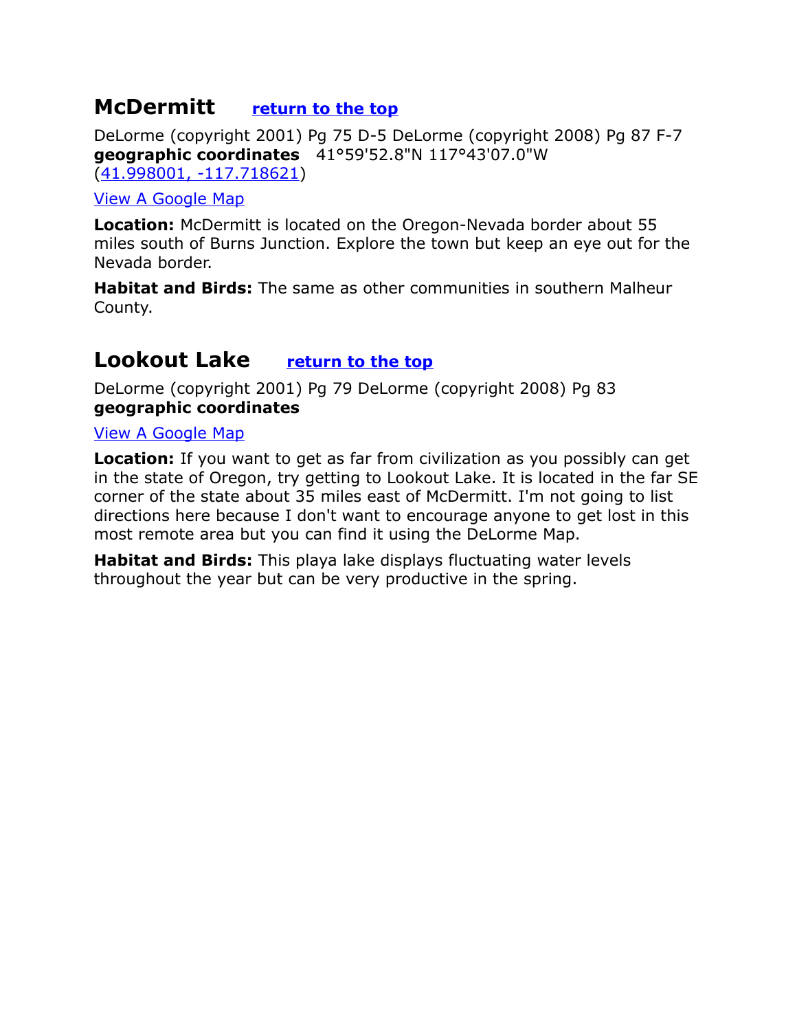## McDermitt [return to the top]

DeLorme (copyright 2001) Pg 75 D-5 DeLorme (copyright 2008) Pg 87 F-7
**geographic coordinates** 41°59'52.8"N 117°43'07.0"W
(41.998001, -117.718621)

View A Google Map

**Location:** McDermitt is located on the Oregon-Nevada border about 55 miles south of Burns Junction. Explore the town but keep an eye out for the Nevada border.

**Habitat and Birds:** The same as other communities in southern Malheur County.

## Lookout Lake [return to the top]

DeLorme (copyright 2001) Pg 79 DeLorme (copyright 2008) Pg 83
**geographic coordinates**

View A Google Map

**Location:** If you want to get as far from civilization as you possibly can get in the state of Oregon, try getting to Lookout Lake. It is located in the far SE corner of the state about 35 miles east of McDermitt. I'm not going to list directions here because I don't want to encourage anyone to get lost in this most remote area but you can find it using the DeLorme Map.

**Habitat and Birds:** This playa lake displays fluctuating water levels throughout the year but can be very productive in the spring.